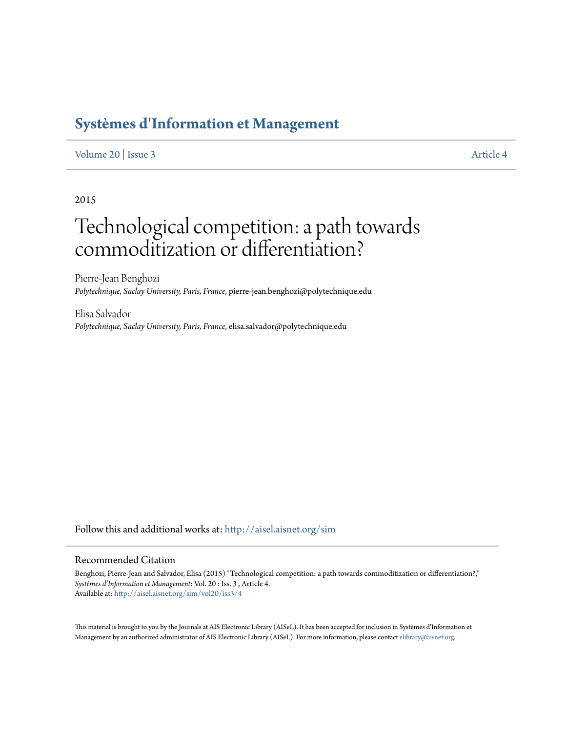# Systèmes d'Information et Management

Volume 20 | Issue 3 Article 4

2015

# Technological competition: a path towards commoditization or differentiation?

Pierre-Jean Benghozi
*Polytechnique, Saclay University, Paris, France*, pierre-jean.benghozi@polytechnique.edu

Elisa Salvador
*Polytechnique, Saclay University, Paris, France*, elisa.salvador@polytechnique.edu

Follow this and additional works at: http://aisel.aisnet.org/sim

## Recommended Citation

Benghozi, Pierre-Jean and Salvador, Elisa (2015) "Technological competition: a path towards commoditization or differentiation?," *Systèmes d'Information et Management*: Vol. 20 : Iss. 3 , Article 4.
Available at: http://aisel.aisnet.org/sim/vol20/iss3/4

This material is brought to you by the Journals at AIS Electronic Library (AISeL). It has been accepted for inclusion in Systèmes d'Information et Management by an authorized administrator of AIS Electronic Library (AISeL). For more information, please contact elibrary@aisnet.org.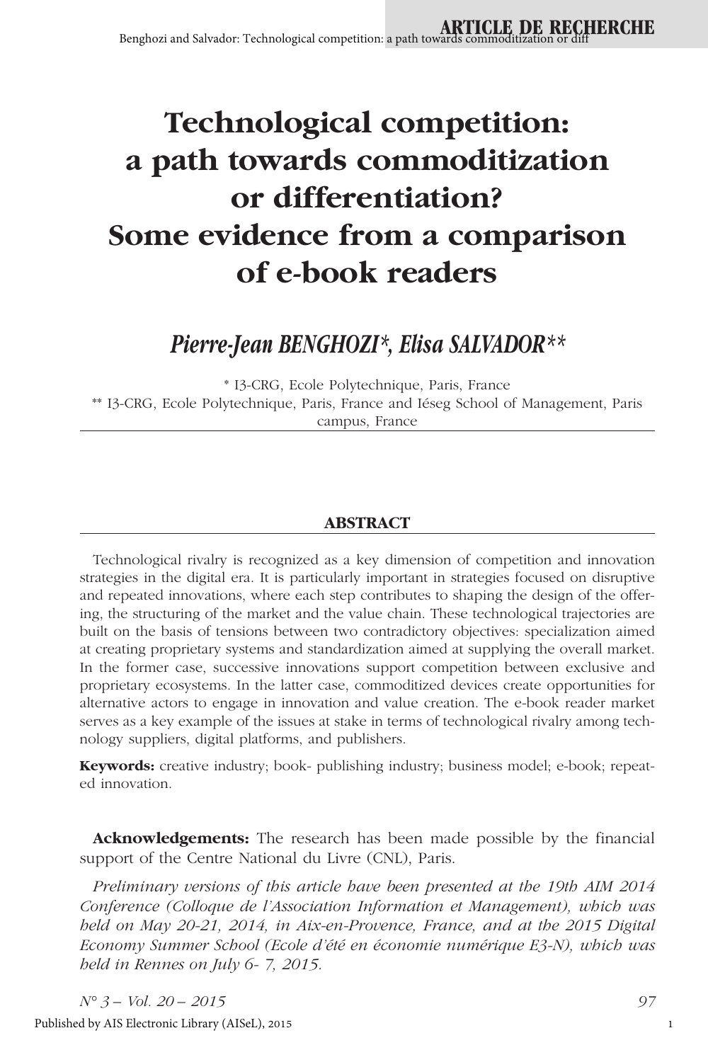# Technological competition: a path towards commoditization or differentiation? Some evidence from a comparison of e-book readers

## *Pierre-Jean BENGHOZI*, Elisa SALVADOR***

\* I3-CRG, Ecole Polytechnique, Paris, France
\*\* I3-CRG, Ecole Polytechnique, Paris, France and Iéseg School of Management, Paris campus, France

### ABSTRACT

Technological rivalry is recognized as a key dimension of competition and innovation strategies in the digital era. It is particularly important in strategies focused on disruptive and repeated innovations, where each step contributes to shaping the design of the offering, the structuring of the market and the value chain. These technological trajectories are built on the basis of tensions between two contradictory objectives: specialization aimed at creating proprietary systems and standardization aimed at supplying the overall market. In the former case, successive innovations support competition between exclusive and proprietary ecosystems. In the latter case, commoditized devices create opportunities for alternative actors to engage in innovation and value creation. The e-book reader market serves as a key example of the issues at stake in terms of technological rivalry among technology suppliers, digital platforms, and publishers.

**Keywords:** creative industry; book- publishing industry; business model; e-book; repeated innovation.

**Acknowledgements:** The research has been made possible by the financial support of the Centre National du Livre (CNL), Paris.

*Preliminary versions of this article have been presented at the 19th AIM 2014 Conference (Colloque de l'Association Information et Management), which was held on May 20-21, 2014, in Aix-en-Provence, France, and at the 2015 Digital Economy Summer School (Ecole d'été en économie numérique E3-N), which was held in Rennes on July 6- 7, 2015.*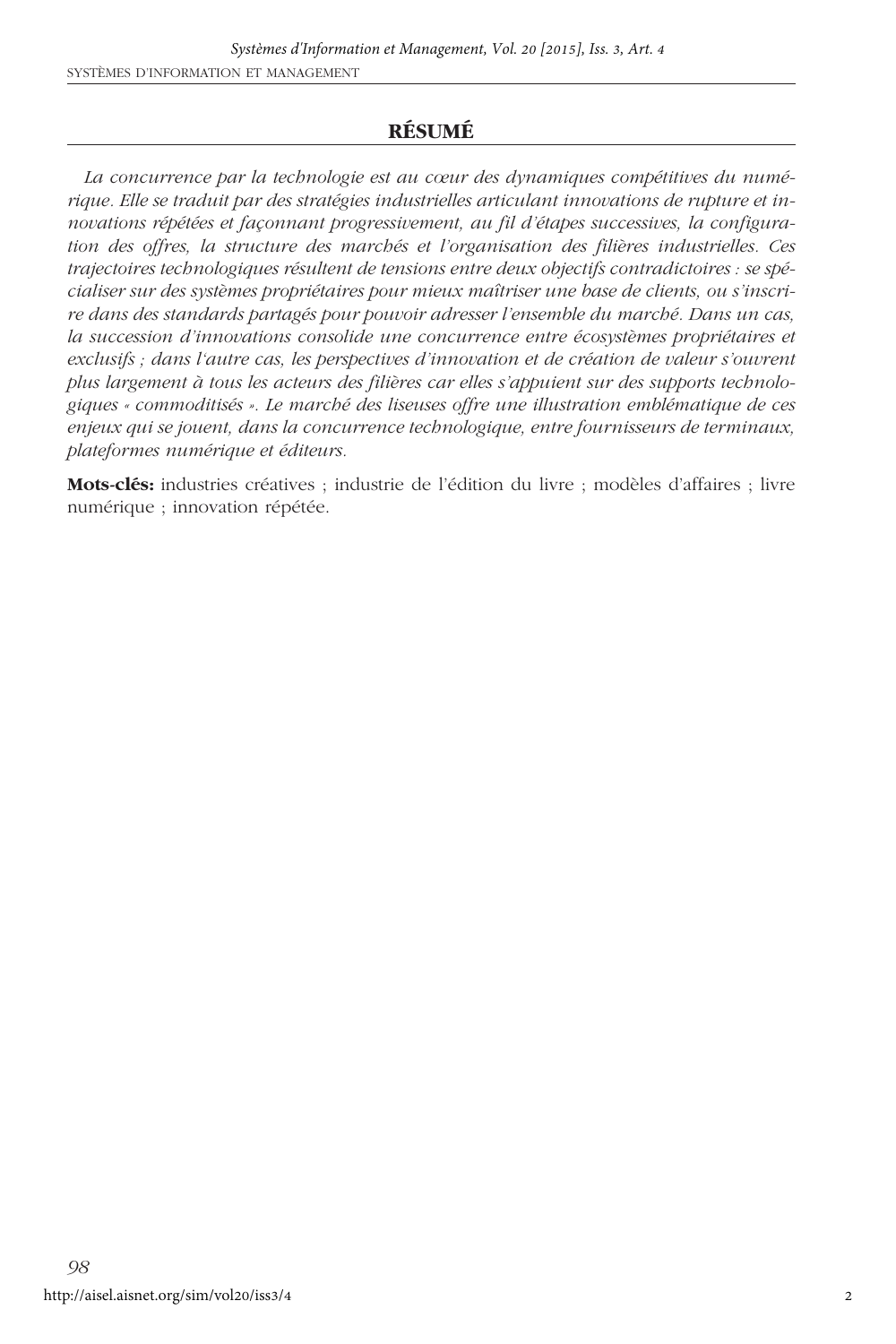## RÉSUMÉ

*La concurrence par la technologie est au cœur des dynamiques compétitives du numérique. Elle se traduit par des stratégies industrielles articulant innovations de rupture et innovations répétées et façonnant progressivement, au fil d'étapes successives, la configuration des offres, la structure des marchés et l'organisation des filières industrielles. Ces trajectoires technologiques résultent de tensions entre deux objectifs contradictoires : se spécialiser sur des systèmes propriétaires pour mieux maîtriser une base de clients, ou s'inscrire dans des standards partagés pour pouvoir adresser l'ensemble du marché. Dans un cas, la succession d'innovations consolide une concurrence entre écosystèmes propriétaires et exclusifs ; dans l'autre cas, les perspectives d'innovation et de création de valeur s'ouvrent plus largement à tous les acteurs des filières car elles s'appuient sur des supports technologiques « commoditisés ». Le marché des liseuses offre une illustration emblématique de ces enjeux qui se jouent, dans la concurrence technologique, entre fournisseurs de terminaux, plateformes numérique et éditeurs.*

**Mots-clés:** industries créatives ; industrie de l'édition du livre ; modèles d'affaires ; livre numérique ; innovation répétée.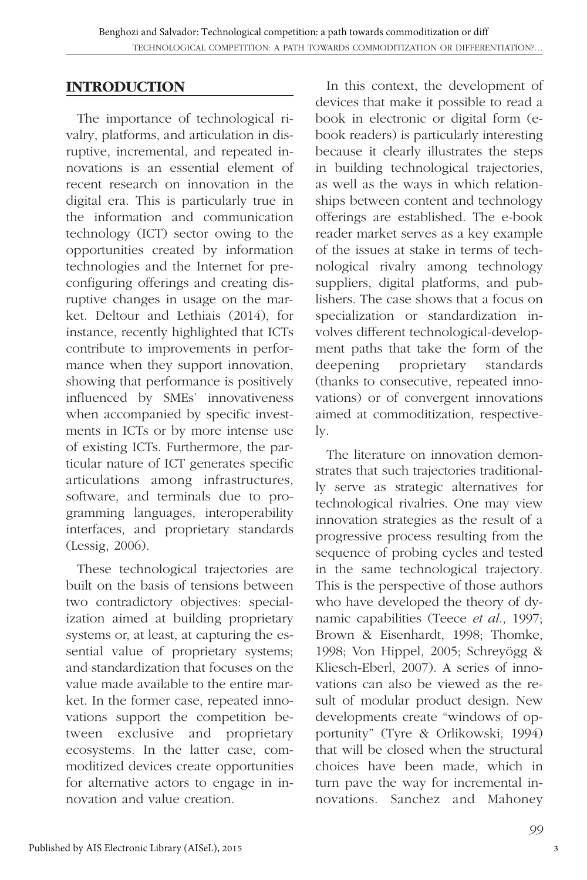## INTRODUCTION

The importance of technological rivalry, platforms, and articulation in disruptive, incremental, and repeated innovations is an essential element of recent research on innovation in the digital era. This is particularly true in the information and communication technology (ICT) sector owing to the opportunities created by information technologies and the Internet for preconfiguring offerings and creating disruptive changes in usage on the market. Deltour and Lethiais (2014), for instance, recently highlighted that ICTs contribute to improvements in performance when they support innovation, showing that performance is positively influenced by SMEs' innovativeness when accompanied by specific investments in ICTs or by more intense use of existing ICTs. Furthermore, the particular nature of ICT generates specific articulations among infrastructures, software, and terminals due to programming languages, interoperability interfaces, and proprietary standards (Lessig, 2006).

These technological trajectories are built on the basis of tensions between two contradictory objectives: specialization aimed at building proprietary systems or, at least, at capturing the essential value of proprietary systems; and standardization that focuses on the value made available to the entire market. In the former case, repeated innovations support the competition between exclusive and proprietary ecosystems. In the latter case, commoditized devices create opportunities for alternative actors to engage in innovation and value creation.

In this context, the development of devices that make it possible to read a book in electronic or digital form (e-book readers) is particularly interesting because it clearly illustrates the steps in building technological trajectories, as well as the ways in which relationships between content and technology offerings are established. The e-book reader market serves as a key example of the issues at stake in terms of technological rivalry among technology suppliers, digital platforms, and publishers. The case shows that a focus on specialization or standardization involves different technological-development paths that take the form of the deepening proprietary standards (thanks to consecutive, repeated innovations) or of convergent innovations aimed at commoditization, respectively.

The literature on innovation demonstrates that such trajectories traditionally serve as strategic alternatives for technological rivalries. One may view innovation strategies as the result of a progressive process resulting from the sequence of probing cycles and tested in the same technological trajectory. This is the perspective of those authors who have developed the theory of dynamic capabilities (Teece *et al.*, 1997; Brown & Eisenhardt, 1998; Thomke, 1998; Von Hippel, 2005; Schreyögg & Kliesch-Eberl, 2007). A series of innovations can also be viewed as the result of modular product design. New developments create "windows of opportunity" (Tyre & Orlikowski, 1994) that will be closed when the structural choices have been made, which in turn pave the way for incremental innovations. Sanchez and Mahoney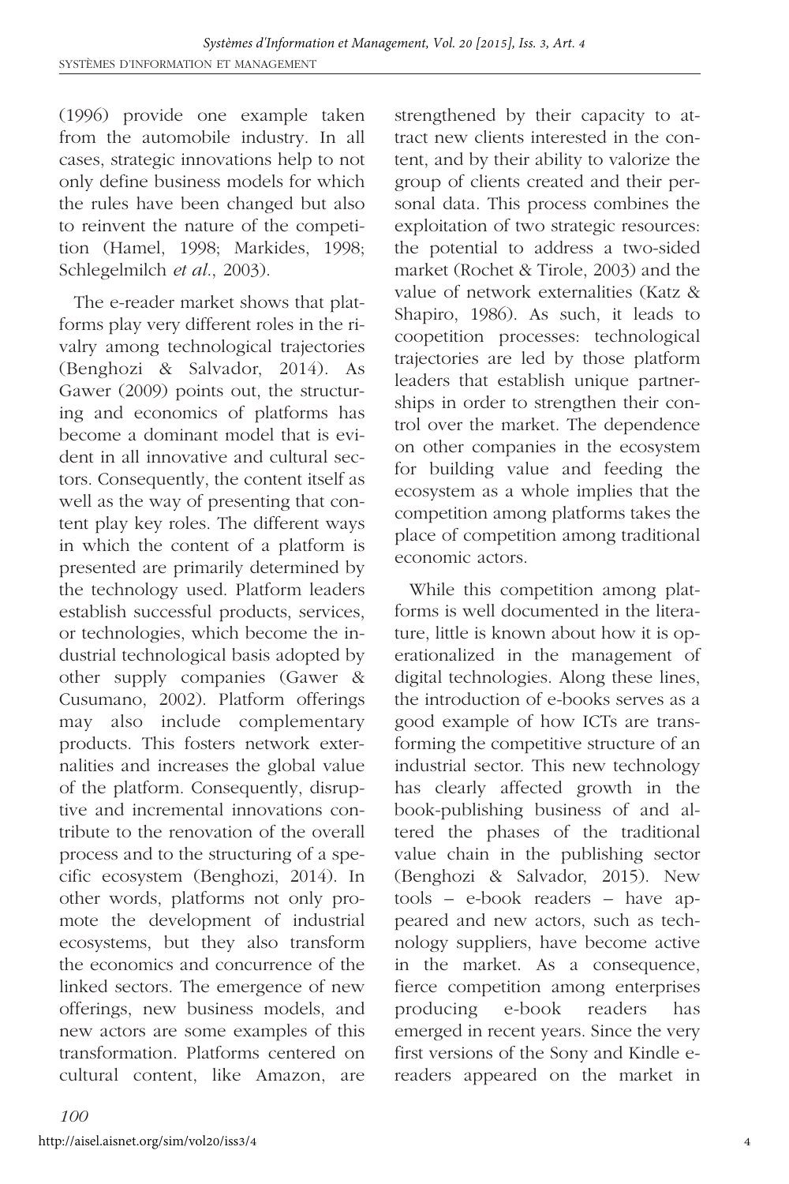(1996) provide one example taken from the automobile industry. In all cases, strategic innovations help to not only define business models for which the rules have been changed but also to reinvent the nature of the competition (Hamel, 1998; Markides, 1998; Schlegelmilch *et al.*, 2003).

The e-reader market shows that platforms play very different roles in the rivalry among technological trajectories (Benghozi & Salvador, 2014). As Gawer (2009) points out, the structuring and economics of platforms has become a dominant model that is evident in all innovative and cultural sectors. Consequently, the content itself as well as the way of presenting that content play key roles. The different ways in which the content of a platform is presented are primarily determined by the technology used. Platform leaders establish successful products, services, or technologies, which become the industrial technological basis adopted by other supply companies (Gawer & Cusumano, 2002). Platform offerings may also include complementary products. This fosters network externalities and increases the global value of the platform. Consequently, disruptive and incremental innovations contribute to the renovation of the overall process and to the structuring of a specific ecosystem (Benghozi, 2014). In other words, platforms not only promote the development of industrial ecosystems, but they also transform the economics and concurrence of the linked sectors. The emergence of new offerings, new business models, and new actors are some examples of this transformation. Platforms centered on cultural content, like Amazon, are strengthened by their capacity to attract new clients interested in the content, and by their ability to valorize the group of clients created and their personal data. This process combines the exploitation of two strategic resources: the potential to address a two-sided market (Rochet & Tirole, 2003) and the value of network externalities (Katz & Shapiro, 1986). As such, it leads to coopetition processes: technological trajectories are led by those platform leaders that establish unique partnerships in order to strengthen their control over the market. The dependence on other companies in the ecosystem for building value and feeding the ecosystem as a whole implies that the competition among platforms takes the place of competition among traditional economic actors.

While this competition among platforms is well documented in the literature, little is known about how it is operationalized in the management of digital technologies. Along these lines, the introduction of e-books serves as a good example of how ICTs are transforming the competitive structure of an industrial sector. This new technology has clearly affected growth in the book-publishing business of and altered the phases of the traditional value chain in the publishing sector (Benghozi & Salvador, 2015). New tools – e-book readers – have appeared and new actors, such as technology suppliers, have become active in the market. As a consequence, fierce competition among enterprises producing e-book readers has emerged in recent years. Since the very first versions of the Sony and Kindle e-readers appeared on the market in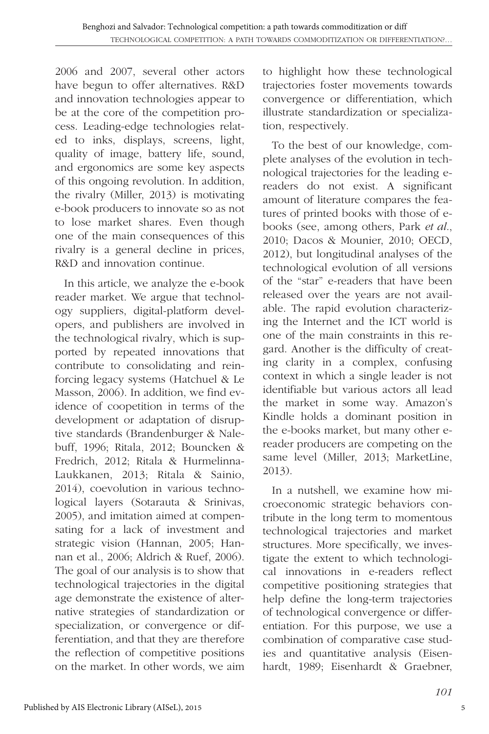2006 and 2007, several other actors have begun to offer alternatives. R&D and innovation technologies appear to be at the core of the competition process. Leading-edge technologies related to inks, displays, screens, light, quality of image, battery life, sound, and ergonomics are some key aspects of this ongoing revolution. In addition, the rivalry (Miller, 2013) is motivating e-book producers to innovate so as not to lose market shares. Even though one of the main consequences of this rivalry is a general decline in prices, R&D and innovation continue.

In this article, we analyze the e-book reader market. We argue that technology suppliers, digital-platform developers, and publishers are involved in the technological rivalry, which is supported by repeated innovations that contribute to consolidating and reinforcing legacy systems (Hatchuel & Le Masson, 2006). In addition, we find evidence of coopetition in terms of the development or adaptation of disruptive standards (Brandenburger & Nalebuff, 1996; Ritala, 2012; Bouncken & Fredrich, 2012; Ritala & Hurmelinna-Laukkanen, 2013; Ritala & Sainio, 2014), coevolution in various technological layers (Sotarauta & Srinivas, 2005), and imitation aimed at compensating for a lack of investment and strategic vision (Hannan, 2005; Hannan et al., 2006; Aldrich & Ruef, 2006). The goal of our analysis is to show that technological trajectories in the digital age demonstrate the existence of alternative strategies of standardization or specialization, or convergence or differentiation, and that they are therefore the reflection of competitive positions on the market. In other words, we aim to highlight how these technological trajectories foster movements towards convergence or differentiation, which illustrate standardization or specialization, respectively.

To the best of our knowledge, complete analyses of the evolution in technological trajectories for the leading e-readers do not exist. A significant amount of literature compares the features of printed books with those of e-books (see, among others, Park *et al.*, 2010; Dacos & Mounier, 2010; OECD, 2012), but longitudinal analyses of the technological evolution of all versions of the "star" e-readers that have been released over the years are not available. The rapid evolution characterizing the Internet and the ICT world is one of the main constraints in this regard. Another is the difficulty of creating clarity in a complex, confusing context in which a single leader is not identifiable but various actors all lead the market in some way. Amazon's Kindle holds a dominant position in the e-books market, but many other e-reader producers are competing on the same level (Miller, 2013; MarketLine, 2013).

In a nutshell, we examine how microeconomic strategic behaviors contribute in the long term to momentous technological trajectories and market structures. More specifically, we investigate the extent to which technological innovations in e-readers reflect competitive positioning strategies that help define the long-term trajectories of technological convergence or differentiation. For this purpose, we use a combination of comparative case studies and quantitative analysis (Eisenhardt, 1989; Eisenhardt & Graebner,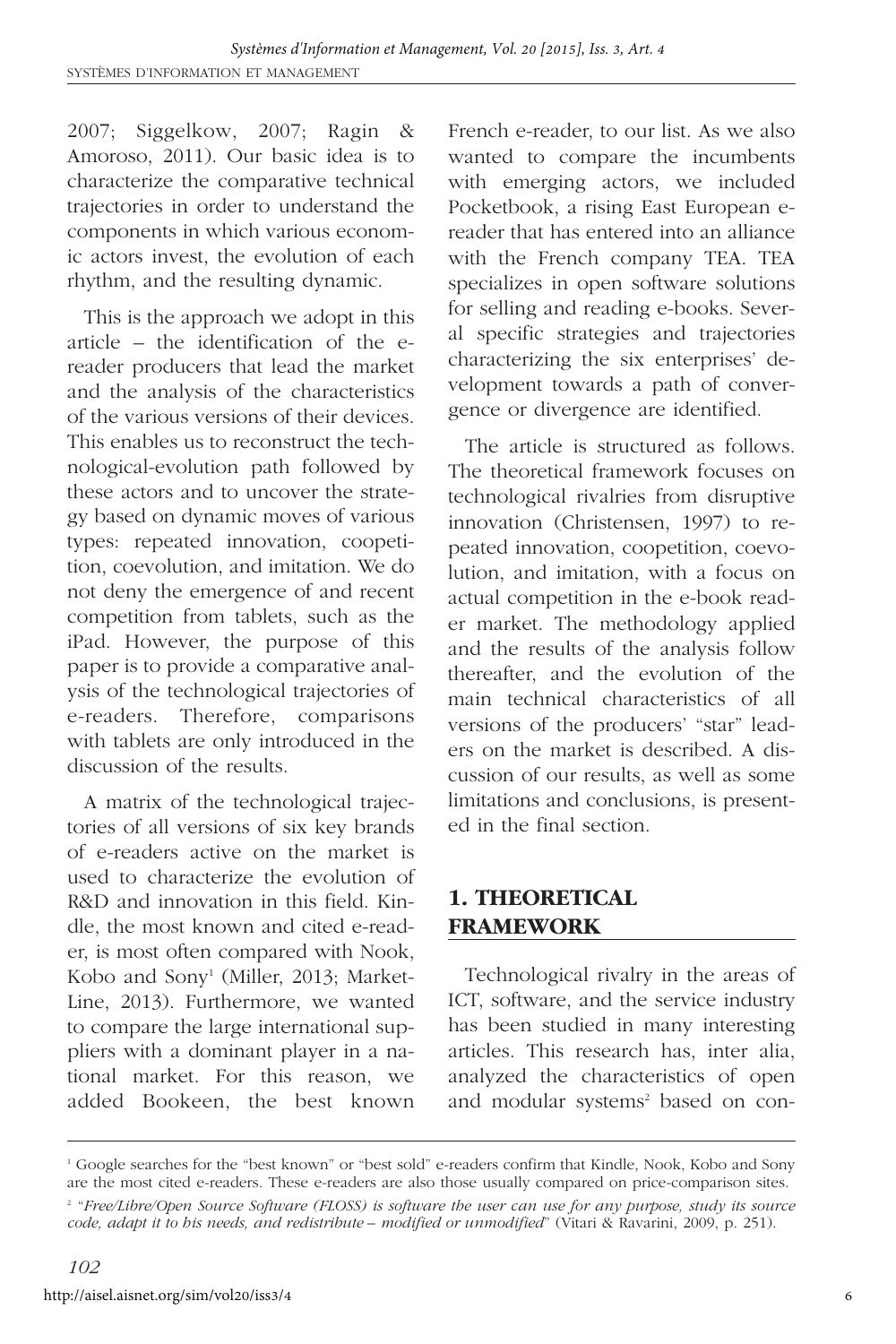2007; Siggelkow, 2007; Ragin & Amoroso, 2011). Our basic idea is to characterize the comparative technical trajectories in order to understand the components in which various economic actors invest, the evolution of each rhythm, and the resulting dynamic.

This is the approach we adopt in this article – the identification of the e-reader producers that lead the market and the analysis of the characteristics of the various versions of their devices. This enables us to reconstruct the technological-evolution path followed by these actors and to uncover the strategy based on dynamic moves of various types: repeated innovation, coopetition, coevolution, and imitation. We do not deny the emergence of and recent competition from tablets, such as the iPad. However, the purpose of this paper is to provide a comparative analysis of the technological trajectories of e-readers. Therefore, comparisons with tablets are only introduced in the discussion of the results.

A matrix of the technological trajectories of all versions of six key brands of e-readers active on the market is used to characterize the evolution of R&D and innovation in this field. Kindle, the most known and cited e-reader, is most often compared with Nook, Kobo and Sony[1] (Miller, 2013; MarketLine, 2013). Furthermore, we wanted to compare the large international suppliers with a dominant player in a national market. For this reason, we added Bookeen, the best known French e-reader, to our list. As we also wanted to compare the incumbents with emerging actors, we included Pocketbook, a rising East European e-reader that has entered into an alliance with the French company TEA. TEA specializes in open software solutions for selling and reading e-books. Several specific strategies and trajectories characterizing the six enterprises' development towards a path of convergence or divergence are identified.

The article is structured as follows. The theoretical framework focuses on technological rivalries from disruptive innovation (Christensen, 1997) to repeated innovation, coopetition, coevolution, and imitation, with a focus on actual competition in the e-book reader market. The methodology applied and the results of the analysis follow thereafter, and the evolution of the main technical characteristics of all versions of the producers' "star" leaders on the market is described. A discussion of our results, as well as some limitations and conclusions, is presented in the final section.

## 1. THEORETICAL FRAMEWORK

Technological rivalry in the areas of ICT, software, and the service industry has been studied in many interesting articles. This research has, inter alia, analyzed the characteristics of open and modular systems[2] based on con-

[1] Google searches for the "best known" or "best sold" e-readers confirm that Kindle, Nook, Kobo and Sony are the most cited e-readers. These e-readers are also those usually compared on price-comparison sites.

[2] "*Free/Libre/Open Source Software (FLOSS) is software the user can use for any purpose, study its source code, adapt it to his needs, and redistribute – modified or unmodified*" (Vitari & Ravarini, 2009, p. 251).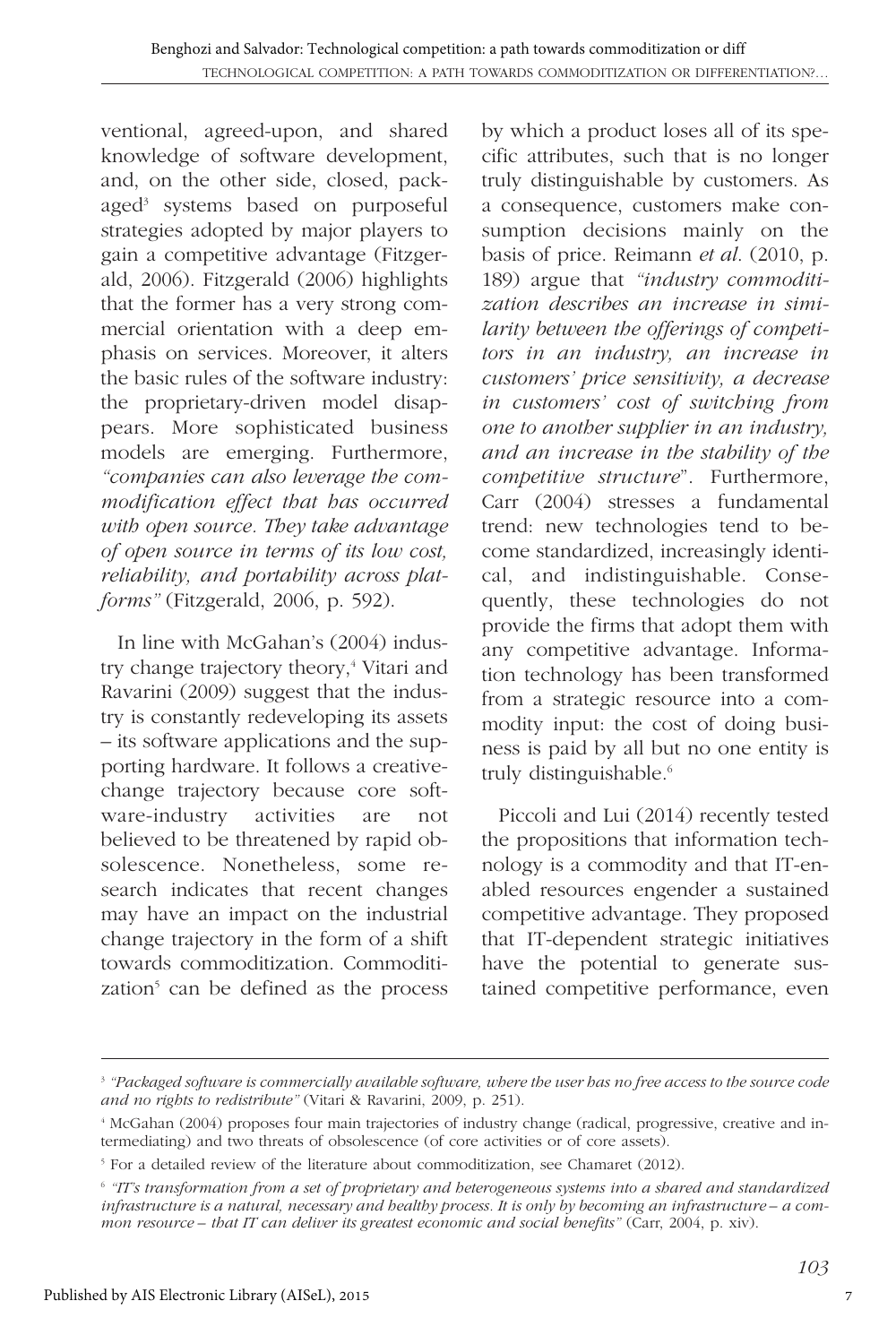ventional, agreed-upon, and shared knowledge of software development, and, on the other side, closed, packaged[3] systems based on purposeful strategies adopted by major players to gain a competitive advantage (Fitzgerald, 2006). Fitzgerald (2006) highlights that the former has a very strong commercial orientation with a deep emphasis on services. Moreover, it alters the basic rules of the software industry: the proprietary-driven model disappears. More sophisticated business models are emerging. Furthermore, *"companies can also leverage the commodification effect that has occurred with open source. They take advantage of open source in terms of its low cost, reliability, and portability across platforms"* (Fitzgerald, 2006, p. 592).

In line with McGahan's (2004) industry change trajectory theory,[4] Vitari and Ravarini (2009) suggest that the industry is constantly redeveloping its assets – its software applications and the supporting hardware. It follows a creative-change trajectory because core software-industry activities are not believed to be threatened by rapid obsolescence. Nonetheless, some research indicates that recent changes may have an impact on the industrial change trajectory in the form of a shift towards commoditization. Commoditization[5] can be defined as the process by which a product loses all of its specific attributes, such that is no longer truly distinguishable by customers. As a consequence, customers make consumption decisions mainly on the basis of price. Reimann *et al*. (2010, p. 189) argue that *"industry commoditization describes an increase in similarity between the offerings of competitors in an industry, an increase in customers' price sensitivity, a decrease in customers' cost of switching from one to another supplier in an industry, and an increase in the stability of the competitive structure*". Furthermore, Carr (2004) stresses a fundamental trend: new technologies tend to become standardized, increasingly identical, and indistinguishable. Consequently, these technologies do not provide the firms that adopt them with any competitive advantage. Information technology has been transformed from a strategic resource into a commodity input: the cost of doing business is paid by all but no one entity is truly distinguishable.[6]

Piccoli and Lui (2014) recently tested the propositions that information technology is a commodity and that IT-enabled resources engender a sustained competitive advantage. They proposed that IT-dependent strategic initiatives have the potential to generate sustained competitive performance, even

---

[3] *"Packaged software is commercially available software, where the user has no free access to the source code and no rights to redistribute"* (Vitari & Ravarini, 2009, p. 251).

[4] McGahan (2004) proposes four main trajectories of industry change (radical, progressive, creative and intermediating) and two threats of obsolescence (of core activities or of core assets).

[5] For a detailed review of the literature about commoditization, see Chamaret (2012).

[6] *"IT's transformation from a set of proprietary and heterogeneous systems into a shared and standardized infrastructure is a natural, necessary and healthy process. It is only by becoming an infrastructure – a common resource – that IT can deliver its greatest economic and social benefits"* (Carr, 2004, p. xiv).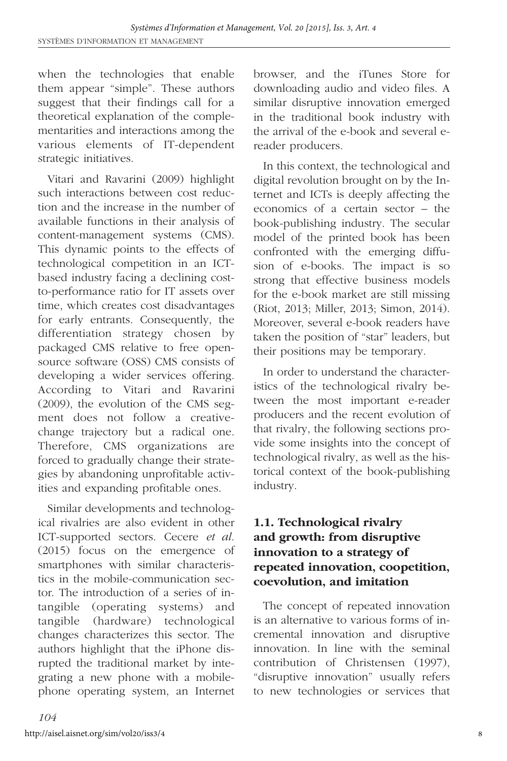when the technologies that enable them appear "simple". These authors suggest that their findings call for a theoretical explanation of the complementarities and interactions among the various elements of IT-dependent strategic initiatives.

Vitari and Ravarini (2009) highlight such interactions between cost reduction and the increase in the number of available functions in their analysis of content-management systems (CMS). This dynamic points to the effects of technological competition in an ICT-based industry facing a declining cost-to-performance ratio for IT assets over time, which creates cost disadvantages for early entrants. Consequently, the differentiation strategy chosen by packaged CMS relative to free open-source software (OSS) CMS consists of developing a wider services offering. According to Vitari and Ravarini (2009), the evolution of the CMS segment does not follow a creative-change trajectory but a radical one. Therefore, CMS organizations are forced to gradually change their strategies by abandoning unprofitable activities and expanding profitable ones.

Similar developments and technological rivalries are also evident in other ICT-supported sectors. Cecere *et al.* (2015) focus on the emergence of smartphones with similar characteristics in the mobile-communication sector. The introduction of a series of intangible (operating systems) and tangible (hardware) technological changes characterizes this sector. The authors highlight that the iPhone disrupted the traditional market by integrating a new phone with a mobile-phone operating system, an Internet browser, and the iTunes Store for downloading audio and video files. A similar disruptive innovation emerged in the traditional book industry with the arrival of the e-book and several e-reader producers.

In this context, the technological and digital revolution brought on by the Internet and ICTs is deeply affecting the economics of a certain sector – the book-publishing industry. The secular model of the printed book has been confronted with the emerging diffusion of e-books. The impact is so strong that effective business models for the e-book market are still missing (Riot, 2013; Miller, 2013; Simon, 2014). Moreover, several e-book readers have taken the position of "star" leaders, but their positions may be temporary.

In order to understand the characteristics of the technological rivalry between the most important e-reader producers and the recent evolution of that rivalry, the following sections provide some insights into the concept of technological rivalry, as well as the historical context of the book-publishing industry.

### 1.1. Technological rivalry and growth: from disruptive innovation to a strategy of repeated innovation, coopetition, coevolution, and imitation

The concept of repeated innovation is an alternative to various forms of incremental innovation and disruptive innovation. In line with the seminal contribution of Christensen (1997), "disruptive innovation" usually refers to new technologies or services that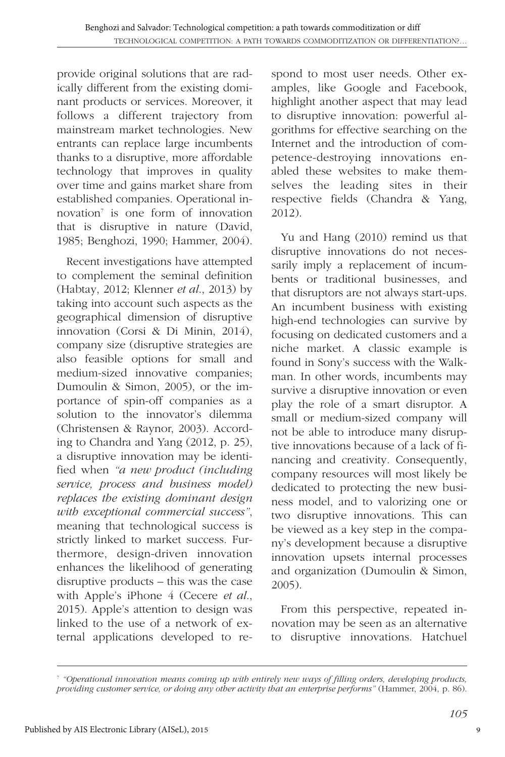provide original solutions that are radically different from the existing dominant products or services. Moreover, it follows a different trajectory from mainstream market technologies. New entrants can replace large incumbents thanks to a disruptive, more affordable technology that improves in quality over time and gains market share from established companies. Operational innovation[7] is one form of innovation that is disruptive in nature (David, 1985; Benghozi, 1990; Hammer, 2004).

Recent investigations have attempted to complement the seminal definition (Habtay, 2012; Klenner *et al.*, 2013) by taking into account such aspects as the geographical dimension of disruptive innovation (Corsi & Di Minin, 2014), company size (disruptive strategies are also feasible options for small and medium-sized innovative companies; Dumoulin & Simon, 2005), or the importance of spin-off companies as a solution to the innovator's dilemma (Christensen & Raynor, 2003). According to Chandra and Yang (2012, p. 25), a disruptive innovation may be identified when *"a new product (including service, process and business model) replaces the existing dominant design with exceptional commercial success"*, meaning that technological success is strictly linked to market success. Furthermore, design-driven innovation enhances the likelihood of generating disruptive products – this was the case with Apple's iPhone 4 (Cecere *et al.*, 2015). Apple's attention to design was linked to the use of a network of external applications developed to respond to most user needs. Other examples, like Google and Facebook, highlight another aspect that may lead to disruptive innovation: powerful algorithms for effective searching on the Internet and the introduction of competence-destroying innovations enabled these websites to make themselves the leading sites in their respective fields (Chandra & Yang, 2012).

Yu and Hang (2010) remind us that disruptive innovations do not necessarily imply a replacement of incumbents or traditional businesses, and that disruptors are not always start-ups. An incumbent business with existing high-end technologies can survive by focusing on dedicated customers and a niche market. A classic example is found in Sony's success with the Walkman. In other words, incumbents may survive a disruptive innovation or even play the role of a smart disruptor. A small or medium-sized company will not be able to introduce many disruptive innovations because of a lack of financing and creativity. Consequently, company resources will most likely be dedicated to protecting the new business model, and to valorizing one or two disruptive innovations. This can be viewed as a key step in the company's development because a disruptive innovation upsets internal processes and organization (Dumoulin & Simon, 2005).

From this perspective, repeated innovation may be seen as an alternative to disruptive innovations. Hatchuel

---

[7] *"Operational innovation means coming up with entirely new ways of filling orders, developing products, providing customer service, or doing any other activity that an enterprise performs"* (Hammer, 2004, p. 86).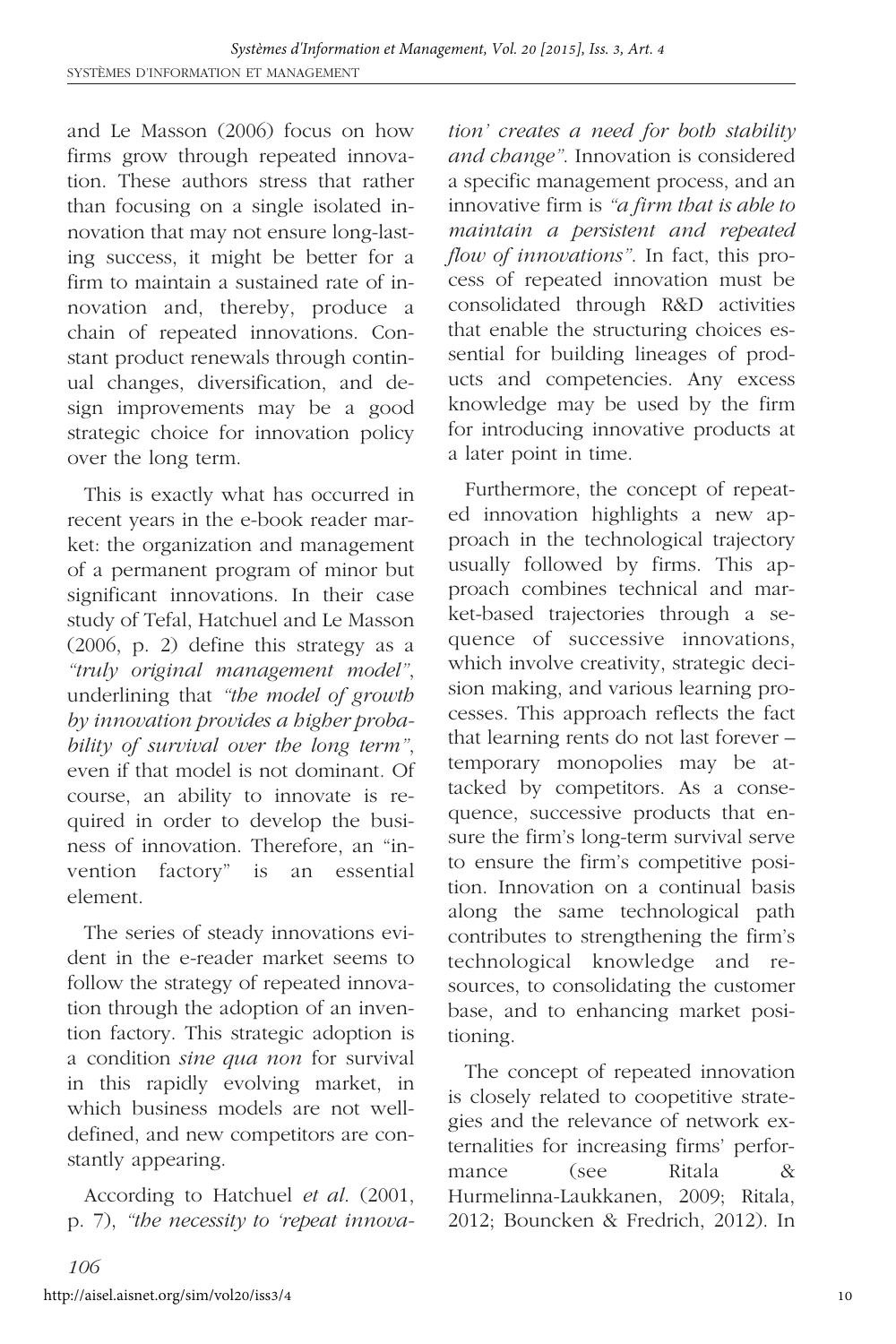and Le Masson (2006) focus on how firms grow through repeated innovation. These authors stress that rather than focusing on a single isolated innovation that may not ensure long-lasting success, it might be better for a firm to maintain a sustained rate of innovation and, thereby, produce a chain of repeated innovations. Constant product renewals through continual changes, diversification, and design improvements may be a good strategic choice for innovation policy over the long term.

This is exactly what has occurred in recent years in the e-book reader market: the organization and management of a permanent program of minor but significant innovations. In their case study of Tefal, Hatchuel and Le Masson (2006, p. 2) define this strategy as a *"truly original management model"*, underlining that *"the model of growth by innovation provides a higher probability of survival over the long term"*, even if that model is not dominant. Of course, an ability to innovate is required in order to develop the business of innovation. Therefore, an "invention factory" is an essential element.

The series of steady innovations evident in the e-reader market seems to follow the strategy of repeated innovation through the adoption of an invention factory. This strategic adoption is a condition *sine qua non* for survival in this rapidly evolving market, in which business models are not well-defined, and new competitors are constantly appearing.

According to Hatchuel *et al.* (2001, p. 7), *"the necessity to 'repeat innovation' creates a need for both stability and change"*. Innovation is considered a specific management process, and an innovative firm is *"a firm that is able to maintain a persistent and repeated flow of innovations"*. In fact, this process of repeated innovation must be consolidated through R&D activities that enable the structuring choices essential for building lineages of products and competencies. Any excess knowledge may be used by the firm for introducing innovative products at a later point in time.

Furthermore, the concept of repeated innovation highlights a new approach in the technological trajectory usually followed by firms. This approach combines technical and market-based trajectories through a sequence of successive innovations, which involve creativity, strategic decision making, and various learning processes. This approach reflects the fact that learning rents do not last forever – temporary monopolies may be attacked by competitors. As a consequence, successive products that ensure the firm's long-term survival serve to ensure the firm's competitive position. Innovation on a continual basis along the same technological path contributes to strengthening the firm's technological knowledge and resources, to consolidating the customer base, and to enhancing market positioning.

The concept of repeated innovation is closely related to coopetitive strategies and the relevance of network externalities for increasing firms' performance (see Ritala & Hurmelinna-Laukkanen, 2009; Ritala, 2012; Bouncken & Fredrich, 2012). In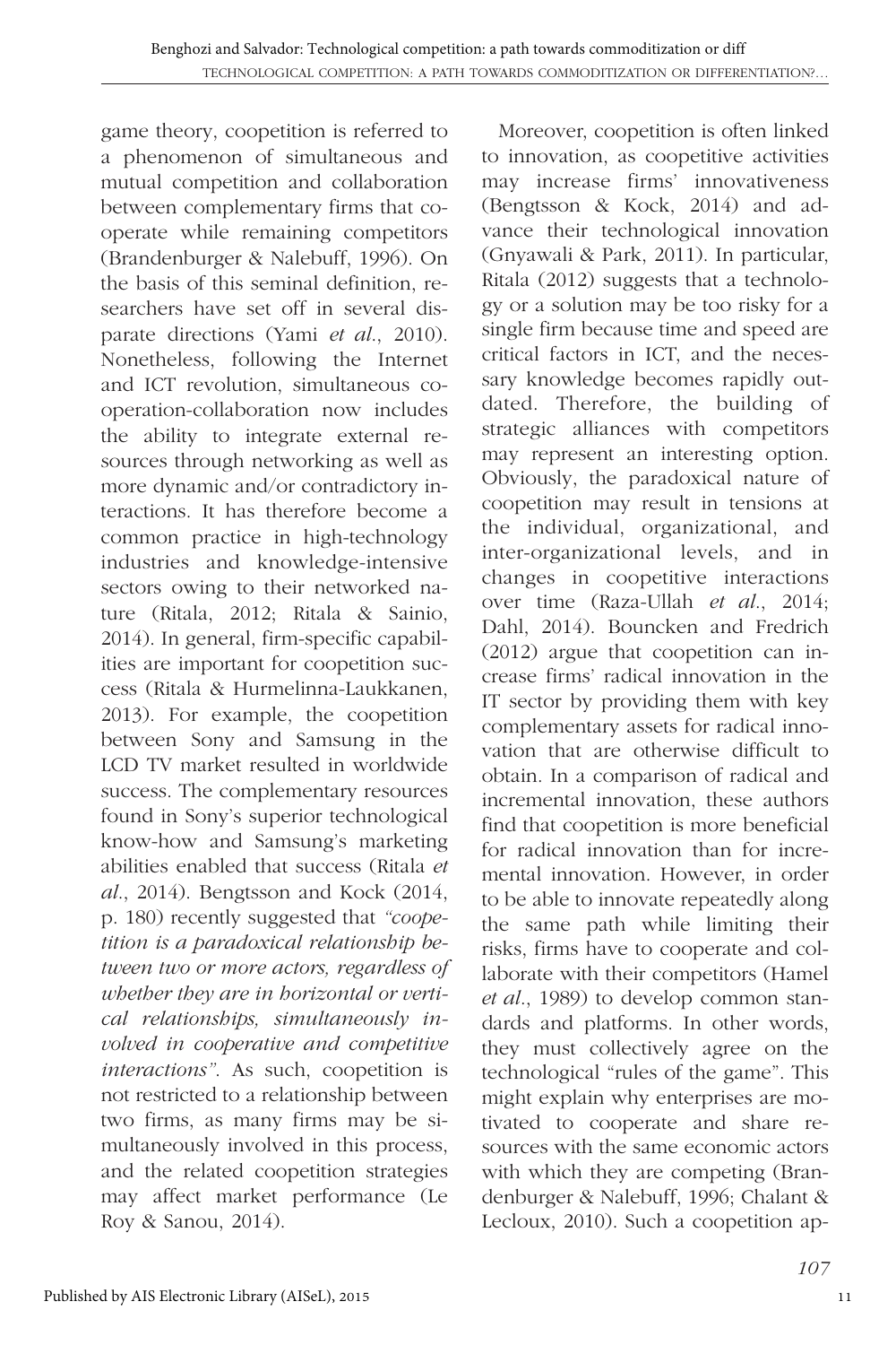game theory, coopetition is referred to a phenomenon of simultaneous and mutual competition and collaboration between complementary firms that cooperate while remaining competitors (Brandenburger & Nalebuff, 1996). On the basis of this seminal definition, researchers have set off in several disparate directions (Yami *et al*., 2010). Nonetheless, following the Internet and ICT revolution, simultaneous cooperation-collaboration now includes the ability to integrate external resources through networking as well as more dynamic and/or contradictory interactions. It has therefore become a common practice in high-technology industries and knowledge-intensive sectors owing to their networked nature (Ritala, 2012; Ritala & Sainio, 2014). In general, firm-specific capabilities are important for coopetition success (Ritala & Hurmelinna-Laukkanen, 2013). For example, the coopetition between Sony and Samsung in the LCD TV market resulted in worldwide success. The complementary resources found in Sony's superior technological know-how and Samsung's marketing abilities enabled that success (Ritala *et al*., 2014). Bengtsson and Kock (2014, p. 180) recently suggested that *"coopetition is a paradoxical relationship between two or more actors, regardless of whether they are in horizontal or vertical relationships, simultaneously involved in cooperative and competitive interactions".* As such, coopetition is not restricted to a relationship between two firms, as many firms may be simultaneously involved in this process, and the related coopetition strategies may affect market performance (Le Roy & Sanou, 2014).

Moreover, coopetition is often linked to innovation, as coopetitive activities may increase firms' innovativeness (Bengtsson & Kock, 2014) and advance their technological innovation (Gnyawali & Park, 2011). In particular, Ritala (2012) suggests that a technology or a solution may be too risky for a single firm because time and speed are critical factors in ICT, and the necessary knowledge becomes rapidly outdated. Therefore, the building of strategic alliances with competitors may represent an interesting option. Obviously, the paradoxical nature of coopetition may result in tensions at the individual, organizational, and inter-organizational levels, and in changes in coopetitive interactions over time (Raza-Ullah *et al*., 2014; Dahl, 2014). Bouncken and Fredrich (2012) argue that coopetition can increase firms' radical innovation in the IT sector by providing them with key complementary assets for radical innovation that are otherwise difficult to obtain. In a comparison of radical and incremental innovation, these authors find that coopetition is more beneficial for radical innovation than for incremental innovation. However, in order to be able to innovate repeatedly along the same path while limiting their risks, firms have to cooperate and collaborate with their competitors (Hamel *et al*., 1989) to develop common standards and platforms. In other words, they must collectively agree on the technological "rules of the game". This might explain why enterprises are motivated to cooperate and share resources with the same economic actors with which they are competing (Brandenburger & Nalebuff, 1996; Chalant & Lecloux, 2010). Such a coopetition ap-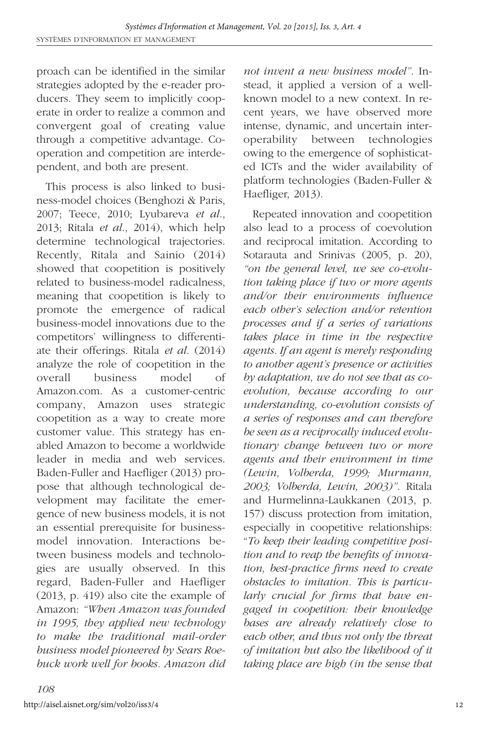proach can be identified in the similar strategies adopted by the e-reader producers. They seem to implicitly cooperate in order to realize a common and convergent goal of creating value through a competitive advantage. Cooperation and competition are interdependent, and both are present.

This process is also linked to business-model choices (Benghozi & Paris, 2007; Teece, 2010; Lyubareva *et al*., 2013; Ritala *et al*., 2014), which help determine technological trajectories. Recently, Ritala and Sainio (2014) showed that coopetition is positively related to business-model radicalness, meaning that coopetition is likely to promote the emergence of radical business-model innovations due to the competitors' willingness to differentiate their offerings. Ritala *et al*. (2014) analyze the role of coopetition in the overall business model of Amazon.com. As a customer-centric company, Amazon uses strategic coopetition as a way to create more customer value. This strategy has enabled Amazon to become a worldwide leader in media and web services. Baden-Fuller and Haefliger (2013) propose that although technological development may facilitate the emergence of new business models, it is not an essential prerequisite for business-model innovation. Interactions between business models and technologies are usually observed. In this regard, Baden-Fuller and Haefliger (2013, p. 419) also cite the example of Amazon: *"When Amazon was founded in 1995, they applied new technology to make the traditional mail-order business model pioneered by Sears Roebuck work well for books. Amazon did not invent a new business model"*. Instead, it applied a version of a well-known model to a new context. In recent years, we have observed more intense, dynamic, and uncertain interoperability between technologies owing to the emergence of sophisticated ICTs and the wider availability of platform technologies (Baden-Fuller & Haefliger, 2013).

Repeated innovation and coopetition also lead to a process of coevolution and reciprocal imitation. According to Sotarauta and Srinivas (2005, p. 20), *"on the general level, we see co-evolution taking place if two or more agents and/or their environments influence each other's selection and/or retention processes and if a series of variations takes place in time in the respective agents. If an agent is merely responding to another agent's presence or activities by adaptation, we do not see that as co-evolution, because according to our understanding, co-evolution consists of a series of responses and can therefore be seen as a reciprocally induced evolutionary change between two or more agents and their environment in time (Lewin, Volberda, 1999; Murmann, 2003; Volberda, Lewin, 2003)"*. Ritala and Hurmelinna-Laukkanen (2013, p. 157) discuss protection from imitation, especially in coopetitive relationships: "*To keep their leading competitive position and to reap the benefits of innovation, best-practice firms need to create obstacles to imitation. This is particularly crucial for firms that have engaged in coopetition: their knowledge bases are already relatively close to each other, and thus not only the threat of imitation but also the likelihood of it taking place are high (in the sense that*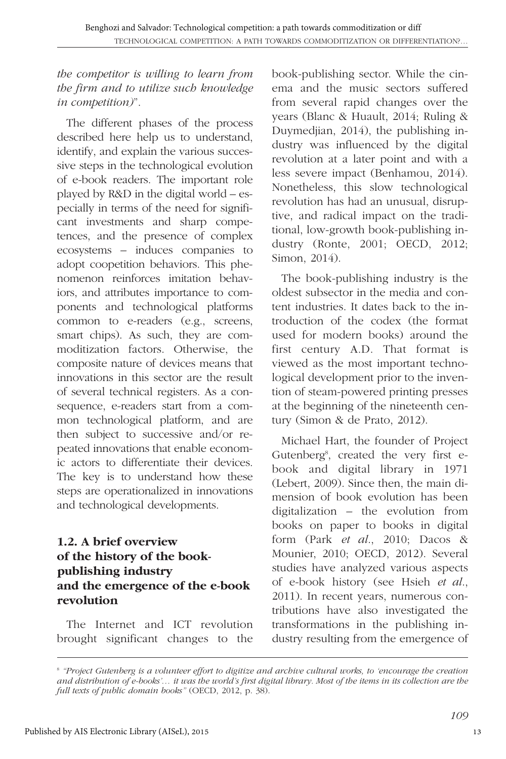*the competitor is willing to learn from the firm and to utilize such knowledge in competition)*".

The different phases of the process described here help us to understand, identify, and explain the various successive steps in the technological evolution of e-book readers. The important role played by R&D in the digital world – especially in terms of the need for significant investments and sharp competences, and the presence of complex ecosystems – induces companies to adopt coopetition behaviors. This phenomenon reinforces imitation behaviors, and attributes importance to components and technological platforms common to e-readers (e.g., screens, smart chips). As such, they are commoditization factors. Otherwise, the composite nature of devices means that innovations in this sector are the result of several technical registers. As a consequence, e-readers start from a common technological platform, and are then subject to successive and/or repeated innovations that enable economic actors to differentiate their devices. The key is to understand how these steps are operationalized in innovations and technological developments.

### 1.2. A brief overview of the history of the book-publishing industry and the emergence of the e-book revolution

The Internet and ICT revolution brought significant changes to the book-publishing sector. While the cinema and the music sectors suffered from several rapid changes over the years (Blanc & Huault, 2014; Ruling & Duymedjian, 2014), the publishing industry was influenced by the digital revolution at a later point and with a less severe impact (Benhamou, 2014). Nonetheless, this slow technological revolution has had an unusual, disruptive, and radical impact on the traditional, low-growth book-publishing industry (Ronte, 2001; OECD, 2012; Simon, 2014).

The book-publishing industry is the oldest subsector in the media and content industries. It dates back to the introduction of the codex (the format used for modern books) around the first century A.D. That format is viewed as the most important technological development prior to the invention of steam-powered printing presses at the beginning of the nineteenth century (Simon & de Prato, 2012).

Michael Hart, the founder of Project Gutenberg[8], created the very first e-book and digital library in 1971 (Lebert, 2009). Since then, the main dimension of book evolution has been digitalization – the evolution from books on paper to books in digital form (Park *et al.*, 2010; Dacos & Mounier, 2010; OECD, 2012). Several studies have analyzed various aspects of e-book history (see Hsieh *et al.*, 2011). In recent years, numerous contributions have also investigated the transformations in the publishing industry resulting from the emergence of

[8] *"Project Gutenberg is a volunteer effort to digitize and archive cultural works, to 'encourage the creation and distribution of e-books'… it was the world's first digital library. Most of the items in its collection are the full texts of public domain books"* (OECD, 2012, p. 38).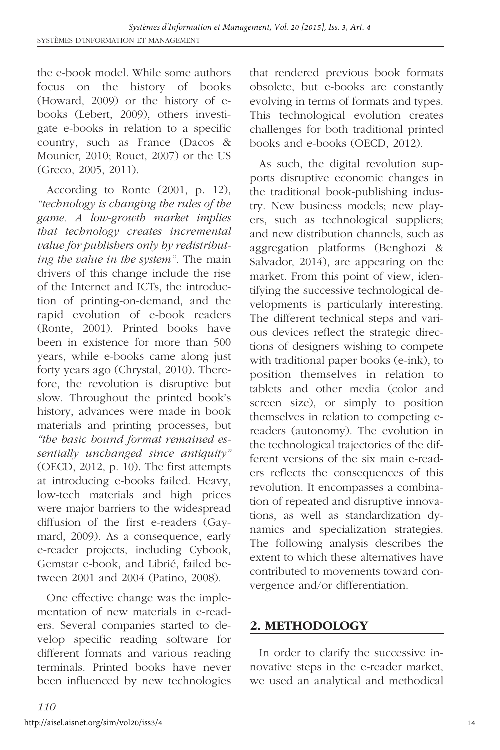the e-book model. While some authors focus on the history of books (Howard, 2009) or the history of e-books (Lebert, 2009), others investigate e-books in relation to a specific country, such as France (Dacos & Mounier, 2010; Rouet, 2007) or the US (Greco, 2005, 2011).

According to Ronte (2001, p. 12), *"technology is changing the rules of the game. A low-growth market implies that technology creates incremental value for publishers only by redistributing the value in the system"*. The main drivers of this change include the rise of the Internet and ICTs, the introduction of printing-on-demand, and the rapid evolution of e-book readers (Ronte, 2001). Printed books have been in existence for more than 500 years, while e-books came along just forty years ago (Chrystal, 2010). Therefore, the revolution is disruptive but slow. Throughout the printed book's history, advances were made in book materials and printing processes, but *"the basic bound format remained essentially unchanged since antiquity"* (OECD, 2012, p. 10). The first attempts at introducing e-books failed. Heavy, low-tech materials and high prices were major barriers to the widespread diffusion of the first e-readers (Gaymard, 2009). As a consequence, early e-reader projects, including Cybook, Gemstar e-book, and Librié, failed between 2001 and 2004 (Patino, 2008).

One effective change was the implementation of new materials in e-readers. Several companies started to develop specific reading software for different formats and various reading terminals. Printed books have never been influenced by new technologies that rendered previous book formats obsolete, but e-books are constantly evolving in terms of formats and types. This technological evolution creates challenges for both traditional printed books and e-books (OECD, 2012).

As such, the digital revolution supports disruptive economic changes in the traditional book-publishing industry. New business models; new players, such as technological suppliers; and new distribution channels, such as aggregation platforms (Benghozi & Salvador, 2014), are appearing on the market. From this point of view, identifying the successive technological developments is particularly interesting. The different technical steps and various devices reflect the strategic directions of designers wishing to compete with traditional paper books (e-ink), to position themselves in relation to tablets and other media (color and screen size), or simply to position themselves in relation to competing e-readers (autonomy). The evolution in the technological trajectories of the different versions of the six main e-readers reflects the consequences of this revolution. It encompasses a combination of repeated and disruptive innovations, as well as standardization dynamics and specialization strategies. The following analysis describes the extent to which these alternatives have contributed to movements toward convergence and/or differentiation.

## 2. METHODOLOGY

In order to clarify the successive innovative steps in the e-reader market, we used an analytical and methodical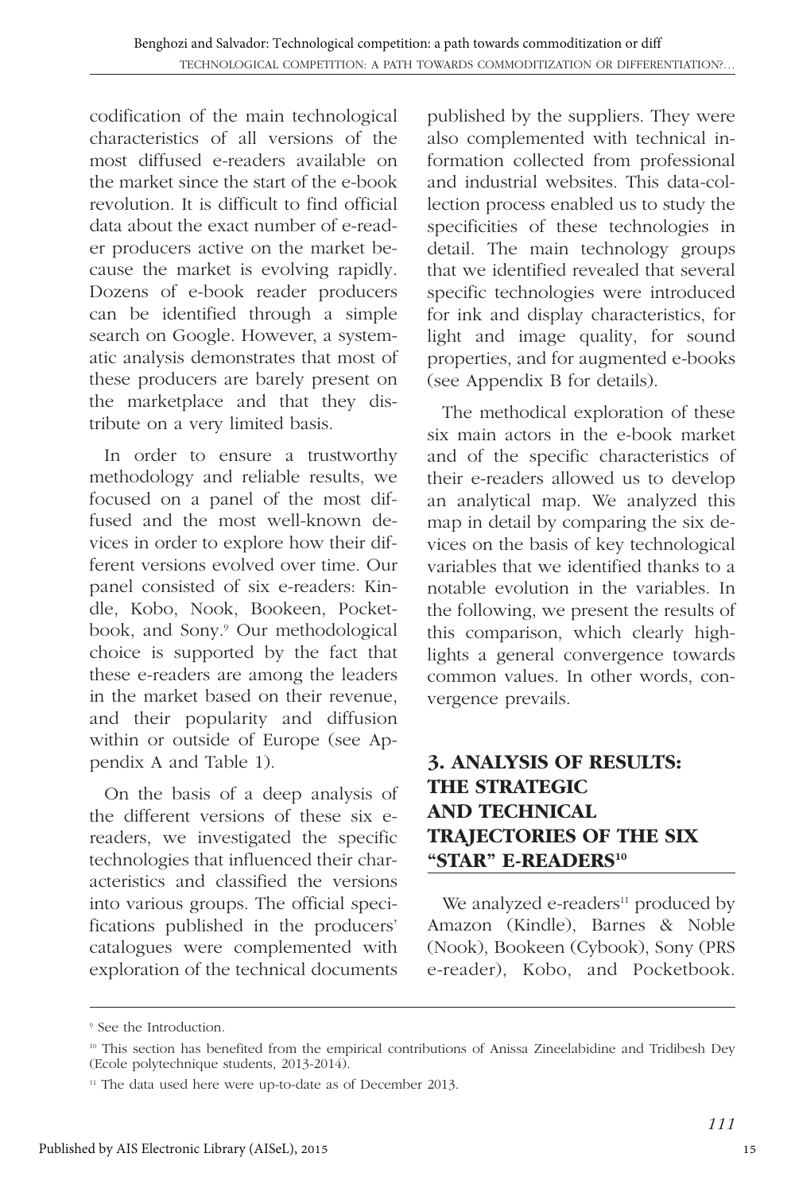codification of the main technological characteristics of all versions of the most diffused e-readers available on the market since the start of the e-book revolution. It is difficult to find official data about the exact number of e-reader producers active on the market because the market is evolving rapidly. Dozens of e-book reader producers can be identified through a simple search on Google. However, a systematic analysis demonstrates that most of these producers are barely present on the marketplace and that they distribute on a very limited basis.

In order to ensure a trustworthy methodology and reliable results, we focused on a panel of the most diffused and the most well-known devices in order to explore how their different versions evolved over time. Our panel consisted of six e-readers: Kindle, Kobo, Nook, Bookeen, Pocketbook, and Sony.[9] Our methodological choice is supported by the fact that these e-readers are among the leaders in the market based on their revenue, and their popularity and diffusion within or outside of Europe (see Appendix A and Table 1).

On the basis of a deep analysis of the different versions of these six e-readers, we investigated the specific technologies that influenced their characteristics and classified the versions into various groups. The official specifications published in the producers' catalogues were complemented with exploration of the technical documents published by the suppliers. They were also complemented with technical information collected from professional and industrial websites. This data-collection process enabled us to study the specificities of these technologies in detail. The main technology groups that we identified revealed that several specific technologies were introduced for ink and display characteristics, for light and image quality, for sound properties, and for augmented e-books (see Appendix B for details).

The methodical exploration of these six main actors in the e-book market and of the specific characteristics of their e-readers allowed us to develop an analytical map. We analyzed this map in detail by comparing the six devices on the basis of key technological variables that we identified thanks to a notable evolution in the variables. In the following, we present the results of this comparison, which clearly highlights a general convergence towards common values. In other words, convergence prevails.

## 3. ANALYSIS OF RESULTS: THE STRATEGIC AND TECHNICAL TRAJECTORIES OF THE SIX "STAR" E-READERS[10]

We analyzed e-readers[11] produced by Amazon (Kindle), Barnes & Noble (Nook), Bookeen (Cybook), Sony (PRS e-reader), Kobo, and Pocketbook.

---

[9] See the Introduction.

[10] This section has benefited from the empirical contributions of Anissa Zineelabidine and Tridibesh Dey (Ecole polytechnique students, 2013-2014).

[11] The data used here were up-to-date as of December 2013.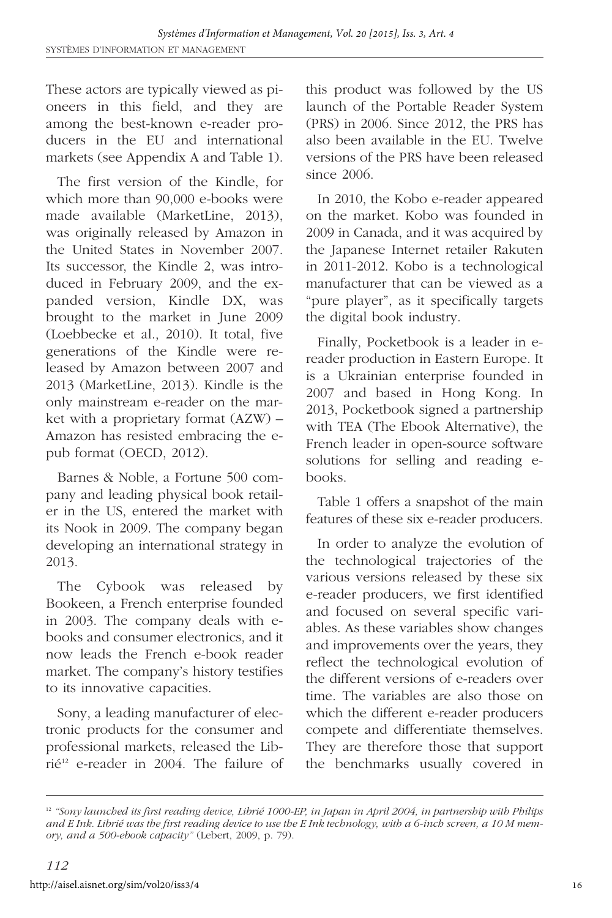These actors are typically viewed as pioneers in this field, and they are among the best-known e-reader producers in the EU and international markets (see Appendix A and Table 1).

The first version of the Kindle, for which more than 90,000 e-books were made available (MarketLine, 2013), was originally released by Amazon in the United States in November 2007. Its successor, the Kindle 2, was introduced in February 2009, and the expanded version, Kindle DX, was brought to the market in June 2009 (Loebbecke et al., 2010). It total, five generations of the Kindle were released by Amazon between 2007 and 2013 (MarketLine, 2013). Kindle is the only mainstream e-reader on the market with a proprietary format (AZW) – Amazon has resisted embracing the e-pub format (OECD, 2012).

Barnes & Noble, a Fortune 500 company and leading physical book retailer in the US, entered the market with its Nook in 2009. The company began developing an international strategy in 2013.

The Cybook was released by Bookeen, a French enterprise founded in 2003. The company deals with e-books and consumer electronics, and it now leads the French e-book reader market. The company's history testifies to its innovative capacities.

Sony, a leading manufacturer of electronic products for the consumer and professional markets, released the Librié[12] e-reader in 2004. The failure of this product was followed by the US launch of the Portable Reader System (PRS) in 2006. Since 2012, the PRS has also been available in the EU. Twelve versions of the PRS have been released since 2006.

In 2010, the Kobo e-reader appeared on the market. Kobo was founded in 2009 in Canada, and it was acquired by the Japanese Internet retailer Rakuten in 2011-2012. Kobo is a technological manufacturer that can be viewed as a "pure player", as it specifically targets the digital book industry.

Finally, Pocketbook is a leader in e-reader production in Eastern Europe. It is a Ukrainian enterprise founded in 2007 and based in Hong Kong. In 2013, Pocketbook signed a partnership with TEA (The Ebook Alternative), the French leader in open-source software solutions for selling and reading e-books.

Table 1 offers a snapshot of the main features of these six e-reader producers.

In order to analyze the evolution of the technological trajectories of the various versions released by these six e-reader producers, we first identified and focused on several specific variables. As these variables show changes and improvements over the years, they reflect the technological evolution of the different versions of e-readers over time. The variables are also those on which the different e-reader producers compete and differentiate themselves. They are therefore those that support the benchmarks usually covered in

[12] *"Sony launched its first reading device, Librié 1000-EP, in Japan in April 2004, in partnership with Philips and E Ink. Librié was the first reading device to use the E Ink technology, with a 6-inch screen, a 10 M memory, and a 500-ebook capacity"* (Lebert, 2009, p. 79).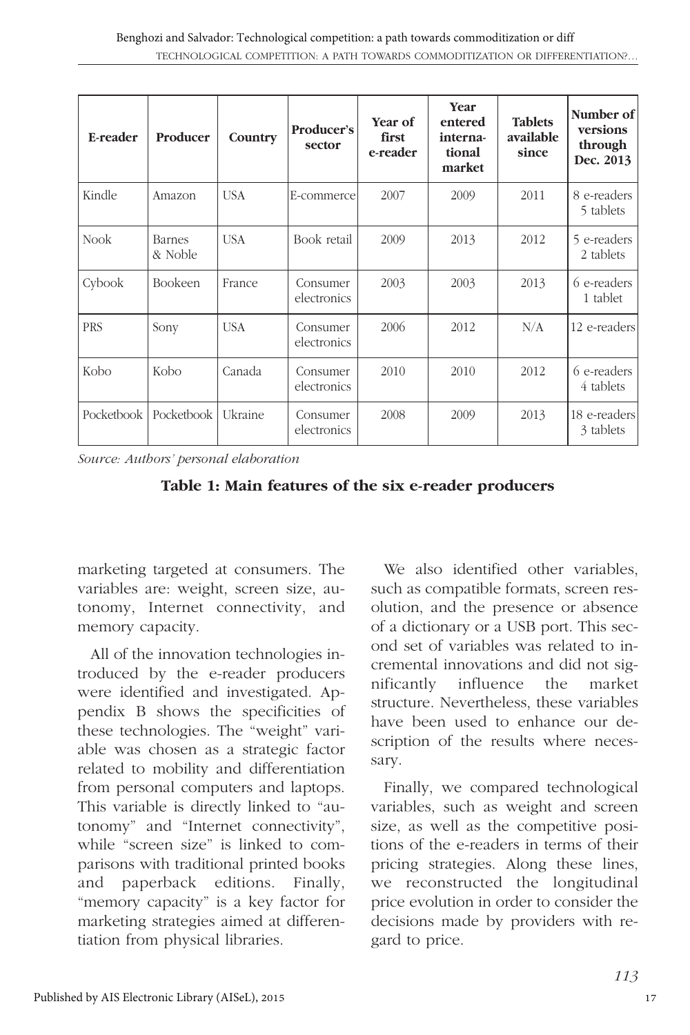| E-reader | Producer | Country | Producer's sector | Year of first e-reader | Year entered interna-tional market | Tablets available since | Number of versions through Dec. 2013 |
|---|---|---|---|---|---|---|---|
| Kindle | Amazon | USA | E-commerce | 2007 | 2009 | 2011 | 8 e-readers 5 tablets |
| Nook | Barnes & Noble | USA | Book retail | 2009 | 2013 | 2012 | 5 e-readers 2 tablets |
| Cybook | Bookeen | France | Consumer electronics | 2003 | 2003 | 2013 | 6 e-readers 1 tablet |
| PRS | Sony | USA | Consumer electronics | 2006 | 2012 | N/A | 12 e-readers |
| Kobo | Kobo | Canada | Consumer electronics | 2010 | 2010 | 2012 | 6 e-readers 4 tablets |
| Pocketbook | Pocketbook | Ukraine | Consumer electronics | 2008 | 2009 | 2013 | 18 e-readers 3 tablets |

*Source: Authors' personal elaboration*

**Table 1: Main features of the six e-reader producers**

marketing targeted at consumers. The variables are: weight, screen size, autonomy, Internet connectivity, and memory capacity.

All of the innovation technologies introduced by the e-reader producers were identified and investigated. Appendix B shows the specificities of these technologies. The "weight" variable was chosen as a strategic factor related to mobility and differentiation from personal computers and laptops. This variable is directly linked to "autonomy" and "Internet connectivity", while "screen size" is linked to comparisons with traditional printed books and paperback editions. Finally, "memory capacity" is a key factor for marketing strategies aimed at differentiation from physical libraries.

We also identified other variables, such as compatible formats, screen resolution, and the presence or absence of a dictionary or a USB port. This second set of variables was related to incremental innovations and did not significantly influence the market structure. Nevertheless, these variables have been used to enhance our description of the results where necessary.

Finally, we compared technological variables, such as weight and screen size, as well as the competitive positions of the e-readers in terms of their pricing strategies. Along these lines, we reconstructed the longitudinal price evolution in order to consider the decisions made by providers with regard to price.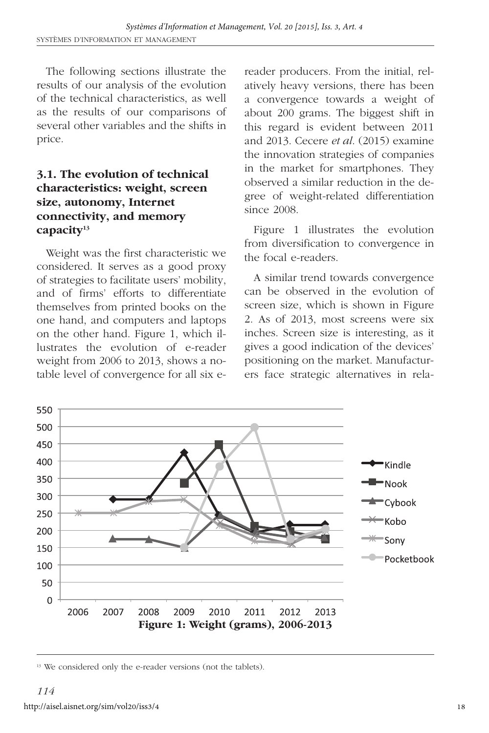The following sections illustrate the results of our analysis of the evolution of the technical characteristics, as well as the results of our comparisons of several other variables and the shifts in price.

### 3.1. The evolution of technical characteristics: weight, screen size, autonomy, Internet connectivity, and memory capacity[13]

Weight was the first characteristic we considered. It serves as a good proxy of strategies to facilitate users' mobility, and of firms' efforts to differentiate themselves from printed books on the one hand, and computers and laptops on the other hand. Figure 1, which illustrates the evolution of e-reader weight from 2006 to 2013, shows a notable level of convergence for all six e-reader producers. From the initial, relatively heavy versions, there has been a convergence towards a weight of about 200 grams. The biggest shift in this regard is evident between 2011 and 2013. Cecere *et al*. (2015) examine the innovation strategies of companies in the market for smartphones. They observed a similar reduction in the degree of weight-related differentiation since 2008.

Figure 1 illustrates the evolution from diversification to convergence in the focal e-readers.

A similar trend towards convergence can be observed in the evolution of screen size, which is shown in Figure 2. As of 2013, most screens were six inches. Screen size is interesting, as it gives a good indication of the devices' positioning on the market. Manufacturers face strategic alternatives in rela-

**Figure 1: Weight (grams), 2006-2013**

[13] We considered only the e-reader versions (not the tablets).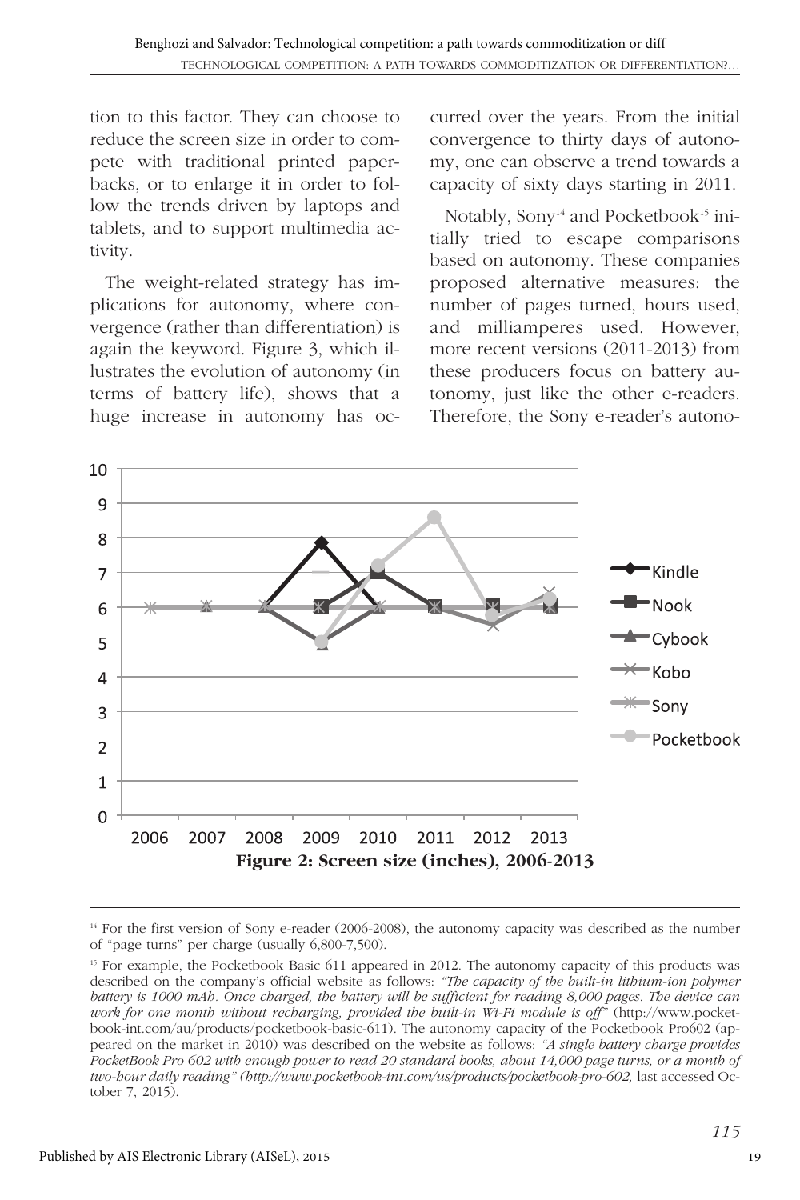tion to this factor. They can choose to reduce the screen size in order to compete with traditional printed paperbacks, or to enlarge it in order to follow the trends driven by laptops and tablets, and to support multimedia activity.

The weight-related strategy has implications for autonomy, where convergence (rather than differentiation) is again the keyword. Figure 3, which illustrates the evolution of autonomy (in terms of battery life), shows that a huge increase in autonomy has occurred over the years. From the initial convergence to thirty days of autonomy, one can observe a trend towards a capacity of sixty days starting in 2011.

Notably, Sony[14] and Pocketbook[15] initially tried to escape comparisons based on autonomy. These companies proposed alternative measures: the number of pages turned, hours used, and milliamperes used. However, more recent versions (2011-2013) from these producers focus on battery autonomy, just like the other e-readers. Therefore, the Sony e-reader's autono-

**Figure 2: Screen size (inches), 2006-2013**

[14] For the first version of Sony e-reader (2006-2008), the autonomy capacity was described as the number of "page turns" per charge (usually 6,800-7,500).

[15] For example, the Pocketbook Basic 611 appeared in 2012. The autonomy capacity of this products was described on the company's official website as follows: *"The capacity of the built-in lithium-ion polymer battery is 1000 mAh. Once charged, the battery will be sufficient for reading 8,000 pages. The device can work for one month without recharging, provided the built-in Wi-Fi module is off"* (http://www.pocketbook-int.com/au/products/pocketbook-basic-611). The autonomy capacity of the Pocketbook Pro602 (appeared on the market in 2010) was described on the website as follows: *"A single battery charge provides PocketBook Pro 602 with enough power to read 20 standard books, about 14,000 page turns, or a month of two-hour daily reading" (http://www.pocketbook-int.com/us/products/pocketbook-pro-602,* last accessed October 7, 2015).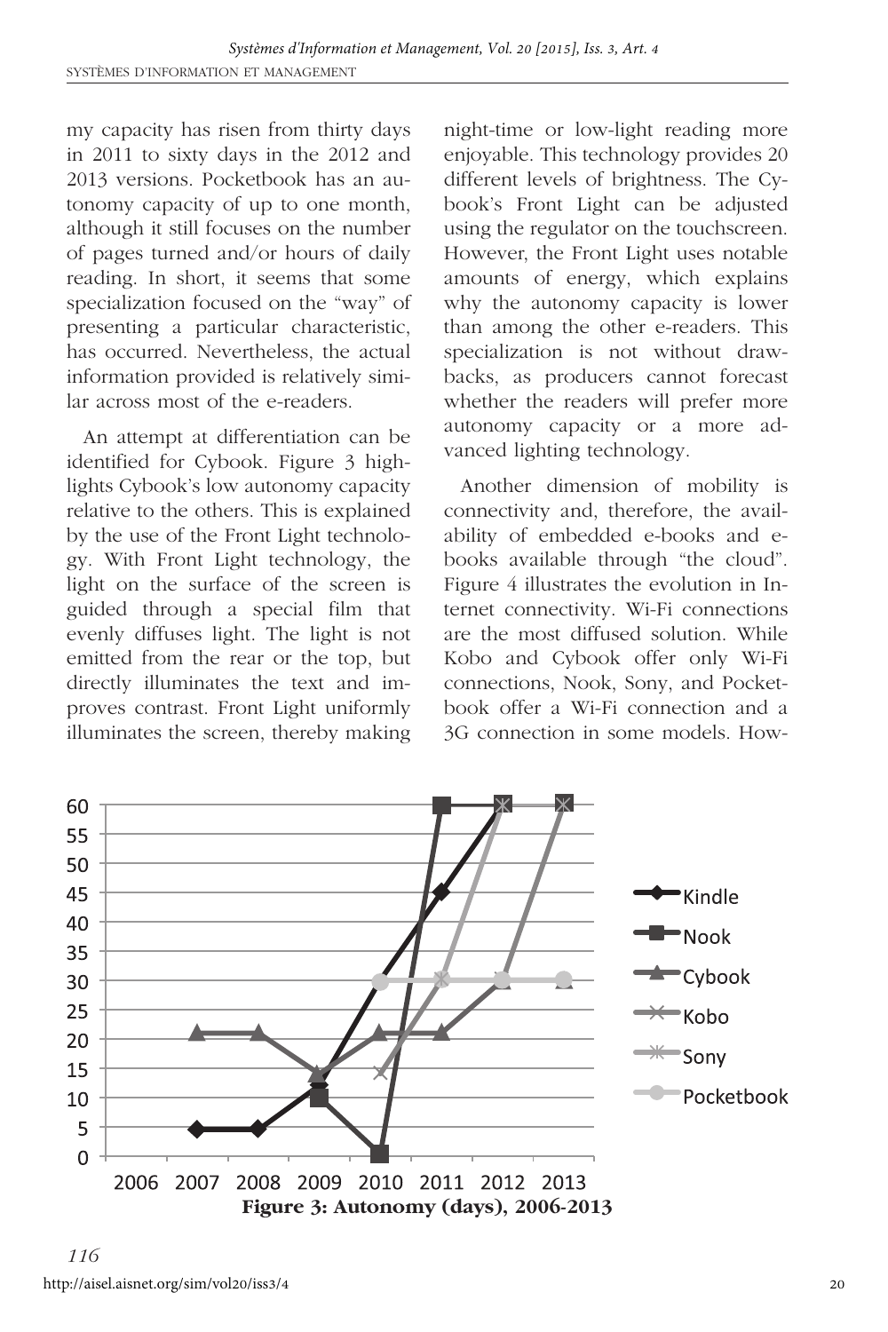my capacity has risen from thirty days in 2011 to sixty days in the 2012 and 2013 versions. Pocketbook has an autonomy capacity of up to one month, although it still focuses on the number of pages turned and/or hours of daily reading. In short, it seems that some specialization focused on the "way" of presenting a particular characteristic, has occurred. Nevertheless, the actual information provided is relatively similar across most of the e-readers.

An attempt at differentiation can be identified for Cybook. Figure 3 highlights Cybook's low autonomy capacity relative to the others. This is explained by the use of the Front Light technology. With Front Light technology, the light on the surface of the screen is guided through a special film that evenly diffuses light. The light is not emitted from the rear or the top, but directly illuminates the text and improves contrast. Front Light uniformly illuminates the screen, thereby making night-time or low-light reading more enjoyable. This technology provides 20 different levels of brightness. The Cybook's Front Light can be adjusted using the regulator on the touchscreen. However, the Front Light uses notable amounts of energy, which explains why the autonomy capacity is lower than among the other e-readers. This specialization is not without drawbacks, as producers cannot forecast whether the readers will prefer more autonomy capacity or a more advanced lighting technology.

Another dimension of mobility is connectivity and, therefore, the availability of embedded e-books and e-books available through "the cloud". Figure 4 illustrates the evolution in Internet connectivity. Wi-Fi connections are the most diffused solution. While Kobo and Cybook offer only Wi-Fi connections, Nook, Sony, and Pocketbook offer a Wi-Fi connection and a 3G connection in some models. How-

**Figure 3: Autonomy (days), 2006-2013**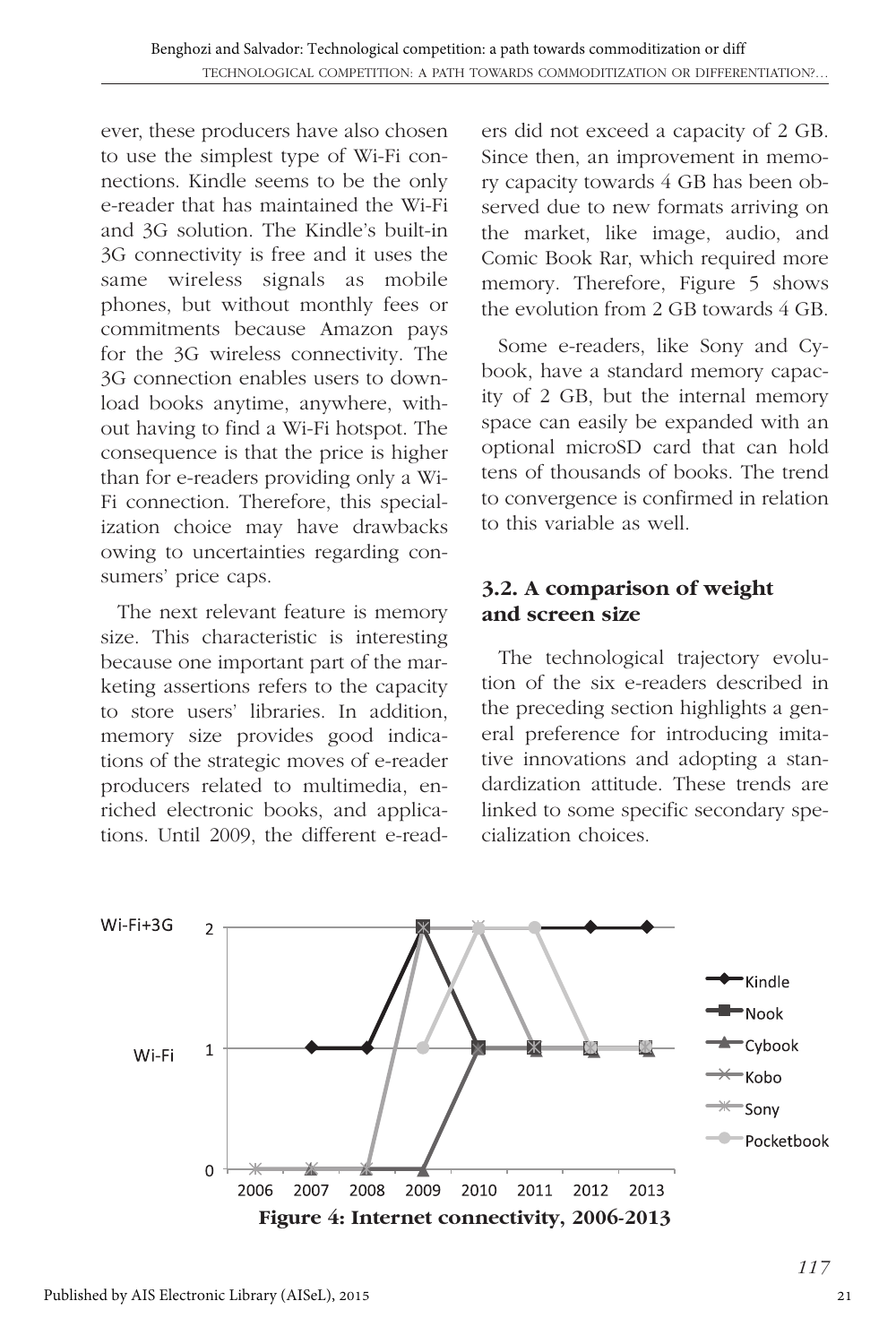ever, these producers have also chosen to use the simplest type of Wi-Fi connections. Kindle seems to be the only e-reader that has maintained the Wi-Fi and 3G solution. The Kindle's built-in 3G connectivity is free and it uses the same wireless signals as mobile phones, but without monthly fees or commitments because Amazon pays for the 3G wireless connectivity. The 3G connection enables users to download books anytime, anywhere, without having to find a Wi-Fi hotspot. The consequence is that the price is higher than for e-readers providing only a Wi-Fi connection. Therefore, this specialization choice may have drawbacks owing to uncertainties regarding consumers' price caps.

The next relevant feature is memory size. This characteristic is interesting because one important part of the marketing assertions refers to the capacity to store users' libraries. In addition, memory size provides good indications of the strategic moves of e-reader producers related to multimedia, enriched electronic books, and applications. Until 2009, the different e-readers did not exceed a capacity of 2 GB. Since then, an improvement in memory capacity towards 4 GB has been observed due to new formats arriving on the market, like image, audio, and Comic Book Rar, which required more memory. Therefore, Figure 5 shows the evolution from 2 GB towards 4 GB.

Some e-readers, like Sony and Cybook, have a standard memory capacity of 2 GB, but the internal memory space can easily be expanded with an optional microSD card that can hold tens of thousands of books. The trend to convergence is confirmed in relation to this variable as well.

### 3.2. A comparison of weight and screen size

The technological trajectory evolution of the six e-readers described in the preceding section highlights a general preference for introducing imitative innovations and adopting a standardization attitude. These trends are linked to some specific secondary specialization choices.

**Figure 4: Internet connectivity, 2006-2013**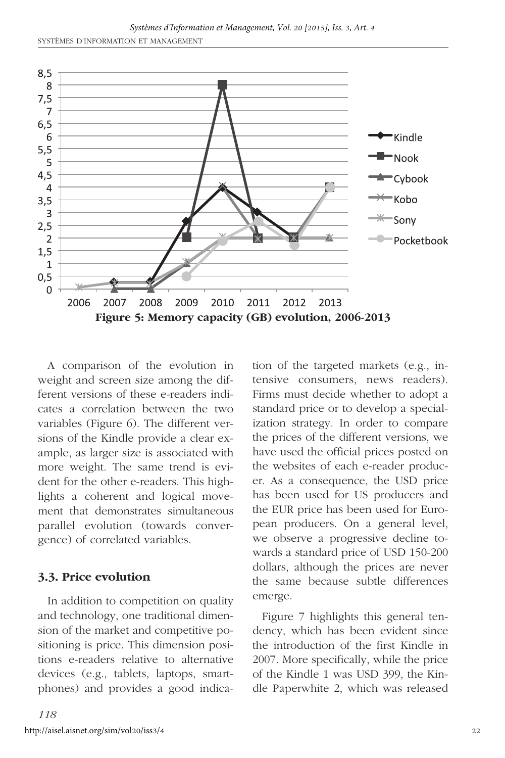Figure 5: Memory capacity (GB) evolution, 2006-2013

A comparison of the evolution in weight and screen size among the different versions of these e-readers indicates a correlation between the two variables (Figure 6). The different versions of the Kindle provide a clear example, as larger size is associated with more weight. The same trend is evident for the other e-readers. This highlights a coherent and logical movement that demonstrates simultaneous parallel evolution (towards convergence) of correlated variables.

### 3.3. Price evolution

In addition to competition on quality and technology, one traditional dimension of the market and competitive positioning is price. This dimension positions e-readers relative to alternative devices (e.g., tablets, laptops, smartphones) and provides a good indication of the targeted markets (e.g., intensive consumers, news readers). Firms must decide whether to adopt a standard price or to develop a specialization strategy. In order to compare the prices of the different versions, we have used the official prices posted on the websites of each e-reader producer. As a consequence, the USD price has been used for US producers and the EUR price has been used for European producers. On a general level, we observe a progressive decline towards a standard price of USD 150-200 dollars, although the prices are never the same because subtle differences emerge.

Figure 7 highlights this general tendency, which has been evident since the introduction of the first Kindle in 2007. More specifically, while the price of the Kindle 1 was USD 399, the Kindle Paperwhite 2, which was released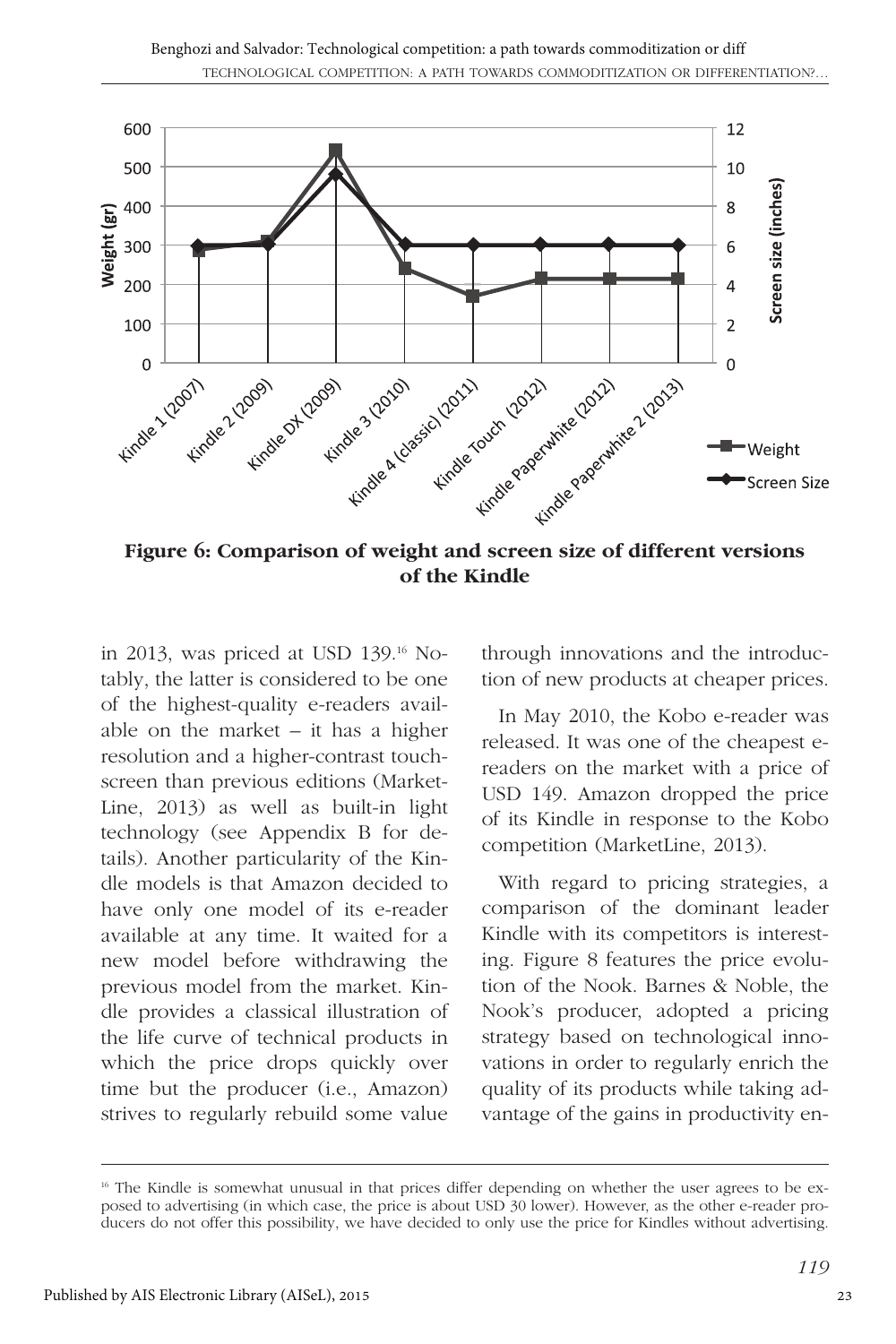**Figure 6: Comparison of weight and screen size of different versions of the Kindle**

in 2013, was priced at USD 139.[16] Notably, the latter is considered to be one of the highest-quality e-readers available on the market – it has a higher resolution and a higher-contrast touchscreen than previous editions (MarketLine, 2013) as well as built-in light technology (see Appendix B for details). Another particularity of the Kindle models is that Amazon decided to have only one model of its e-reader available at any time. It waited for a new model before withdrawing the previous model from the market. Kindle provides a classical illustration of the life curve of technical products in which the price drops quickly over time but the producer (i.e., Amazon) strives to regularly rebuild some value through innovations and the introduction of new products at cheaper prices.

In May 2010, the Kobo e-reader was released. It was one of the cheapest e-readers on the market with a price of USD 149. Amazon dropped the price of its Kindle in response to the Kobo competition (MarketLine, 2013).

With regard to pricing strategies, a comparison of the dominant leader Kindle with its competitors is interesting. Figure 8 features the price evolution of the Nook. Barnes & Noble, the Nook's producer, adopted a pricing strategy based on technological innovations in order to regularly enrich the quality of its products while taking advantage of the gains in productivity en-

[16] The Kindle is somewhat unusual in that prices differ depending on whether the user agrees to be exposed to advertising (in which case, the price is about USD 30 lower). However, as the other e-reader producers do not offer this possibility, we have decided to only use the price for Kindles without advertising.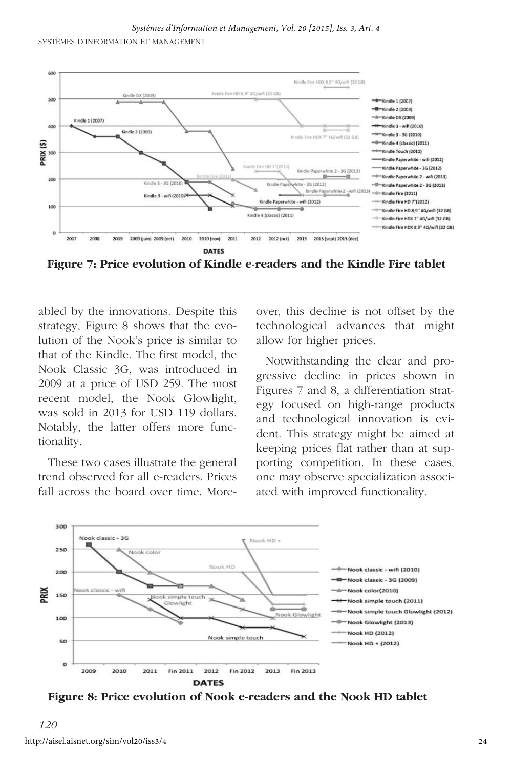**Figure 7: Price evolution of Kindle e-readers and the Kindle Fire tablet**

abled by the innovations. Despite this strategy, Figure 8 shows that the evolution of the Nook's price is similar to that of the Kindle. The first model, the Nook Classic 3G, was introduced in 2009 at a price of USD 259. The most recent model, the Nook Glowlight, was sold in 2013 for USD 119 dollars. Notably, the latter offers more functionality.

These two cases illustrate the general trend observed for all e-readers. Prices fall across the board over time. Moreover, this decline is not offset by the technological advances that might allow for higher prices.

Notwithstanding the clear and progressive decline in prices shown in Figures 7 and 8, a differentiation strategy focused on high-range products and technological innovation is evident. This strategy might be aimed at keeping prices flat rather than at supporting competition. In these cases, one may observe specialization associated with improved functionality.

**Figure 8: Price evolution of Nook e-readers and the Nook HD tablet**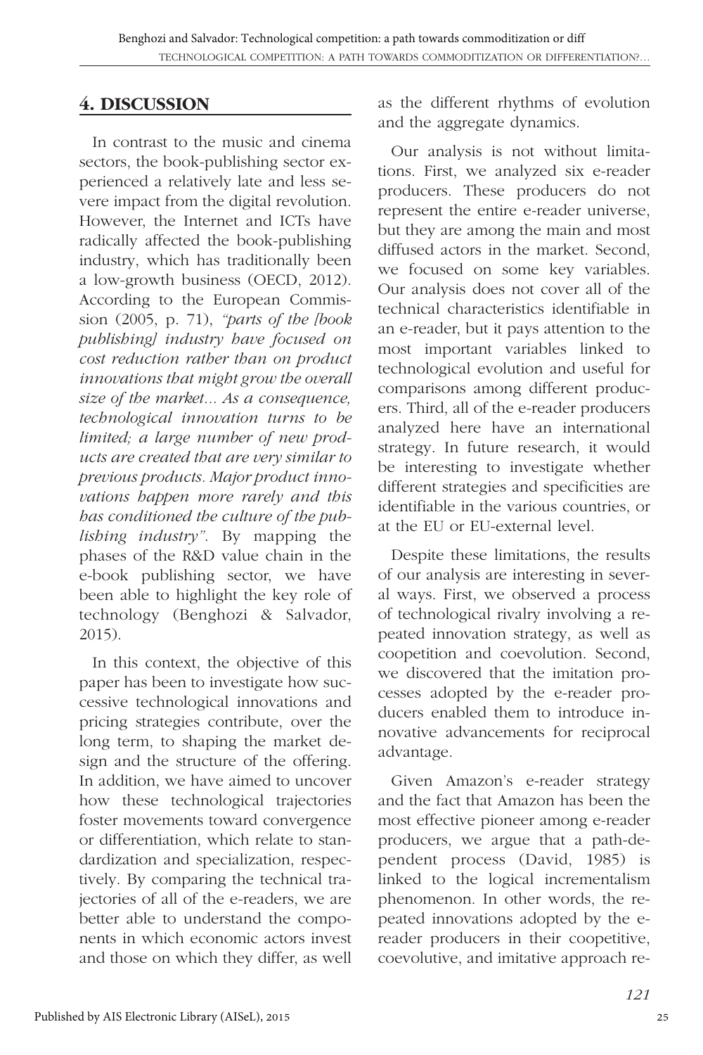## 4. DISCUSSION

In contrast to the music and cinema sectors, the book-publishing sector experienced a relatively late and less severe impact from the digital revolution. However, the Internet and ICTs have radically affected the book-publishing industry, which has traditionally been a low-growth business (OECD, 2012). According to the European Commission (2005, p. 71), *"parts of the [book publishing] industry have focused on cost reduction rather than on product innovations that might grow the overall size of the market... As a consequence, technological innovation turns to be limited; a large number of new products are created that are very similar to previous products. Major product innovations happen more rarely and this has conditioned the culture of the publishing industry"*. By mapping the phases of the R&D value chain in the e-book publishing sector, we have been able to highlight the key role of technology (Benghozi & Salvador, 2015).

In this context, the objective of this paper has been to investigate how successive technological innovations and pricing strategies contribute, over the long term, to shaping the market design and the structure of the offering. In addition, we have aimed to uncover how these technological trajectories foster movements toward convergence or differentiation, which relate to standardization and specialization, respectively. By comparing the technical trajectories of all of the e-readers, we are better able to understand the components in which economic actors invest and those on which they differ, as well as the different rhythms of evolution and the aggregate dynamics.

Our analysis is not without limitations. First, we analyzed six e-reader producers. These producers do not represent the entire e-reader universe, but they are among the main and most diffused actors in the market. Second, we focused on some key variables. Our analysis does not cover all of the technical characteristics identifiable in an e-reader, but it pays attention to the most important variables linked to technological evolution and useful for comparisons among different producers. Third, all of the e-reader producers analyzed here have an international strategy. In future research, it would be interesting to investigate whether different strategies and specificities are identifiable in the various countries, or at the EU or EU-external level.

Despite these limitations, the results of our analysis are interesting in several ways. First, we observed a process of technological rivalry involving a repeated innovation strategy, as well as coopetition and coevolution. Second, we discovered that the imitation processes adopted by the e-reader producers enabled them to introduce innovative advancements for reciprocal advantage.

Given Amazon's e-reader strategy and the fact that Amazon has been the most effective pioneer among e-reader producers, we argue that a path-dependent process (David, 1985) is linked to the logical incrementalism phenomenon. In other words, the repeated innovations adopted by the e-reader producers in their coopetitive, coevolutive, and imitative approach re-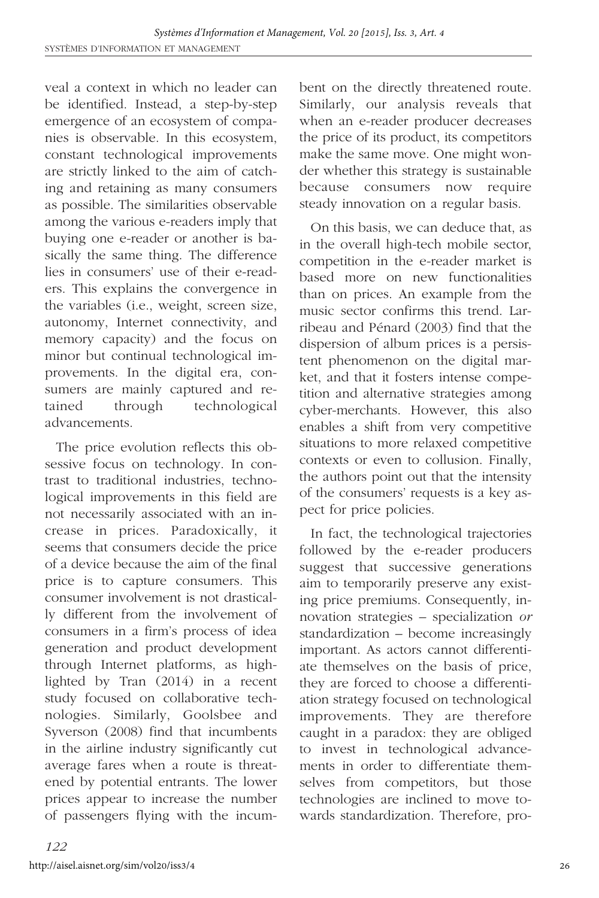veal a context in which no leader can be identified. Instead, a step-by-step emergence of an ecosystem of companies is observable. In this ecosystem, constant technological improvements are strictly linked to the aim of catching and retaining as many consumers as possible. The similarities observable among the various e-readers imply that buying one e-reader or another is basically the same thing. The difference lies in consumers' use of their e-readers. This explains the convergence in the variables (i.e., weight, screen size, autonomy, Internet connectivity, and memory capacity) and the focus on minor but continual technological improvements. In the digital era, consumers are mainly captured and retained through technological advancements.

The price evolution reflects this obsessive focus on technology. In contrast to traditional industries, technological improvements in this field are not necessarily associated with an increase in prices. Paradoxically, it seems that consumers decide the price of a device because the aim of the final price is to capture consumers. This consumer involvement is not drastically different from the involvement of consumers in a firm's process of idea generation and product development through Internet platforms, as highlighted by Tran (2014) in a recent study focused on collaborative technologies. Similarly, Goolsbee and Syverson (2008) find that incumbents in the airline industry significantly cut average fares when a route is threatened by potential entrants. The lower prices appear to increase the number of passengers flying with the incumbent on the directly threatened route. Similarly, our analysis reveals that when an e-reader producer decreases the price of its product, its competitors make the same move. One might wonder whether this strategy is sustainable because consumers now require steady innovation on a regular basis.

On this basis, we can deduce that, as in the overall high-tech mobile sector, competition in the e-reader market is based more on new functionalities than on prices. An example from the music sector confirms this trend. Larribeau and Pénard (2003) find that the dispersion of album prices is a persistent phenomenon on the digital market, and that it fosters intense competition and alternative strategies among cyber-merchants. However, this also enables a shift from very competitive situations to more relaxed competitive contexts or even to collusion. Finally, the authors point out that the intensity of the consumers' requests is a key aspect for price policies.

In fact, the technological trajectories followed by the e-reader producers suggest that successive generations aim to temporarily preserve any existing price premiums. Consequently, innovation strategies – specialization *or* standardization – become increasingly important. As actors cannot differentiate themselves on the basis of price, they are forced to choose a differentiation strategy focused on technological improvements. They are therefore caught in a paradox: they are obliged to invest in technological advancements in order to differentiate themselves from competitors, but those technologies are inclined to move towards standardization. Therefore, pro-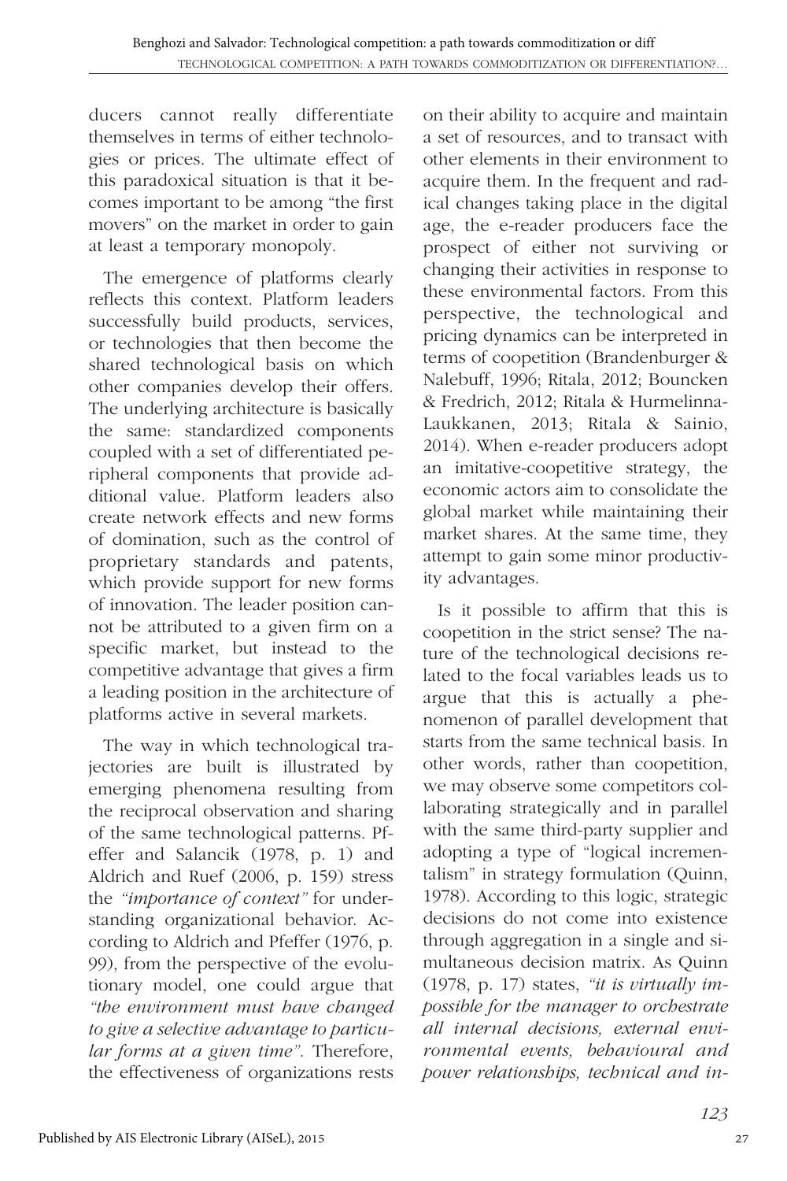ducers cannot really differentiate themselves in terms of either technologies or prices. The ultimate effect of this paradoxical situation is that it becomes important to be among "the first movers" on the market in order to gain at least a temporary monopoly.

The emergence of platforms clearly reflects this context. Platform leaders successfully build products, services, or technologies that then become the shared technological basis on which other companies develop their offers. The underlying architecture is basically the same: standardized components coupled with a set of differentiated peripheral components that provide additional value. Platform leaders also create network effects and new forms of domination, such as the control of proprietary standards and patents, which provide support for new forms of innovation. The leader position cannot be attributed to a given firm on a specific market, but instead to the competitive advantage that gives a firm a leading position in the architecture of platforms active in several markets.

The way in which technological trajectories are built is illustrated by emerging phenomena resulting from the reciprocal observation and sharing of the same technological patterns. Pfeffer and Salancik (1978, p. 1) and Aldrich and Ruef (2006, p. 159) stress the *"importance of context"* for understanding organizational behavior. According to Aldrich and Pfeffer (1976, p. 99), from the perspective of the evolutionary model, one could argue that *"the environment must have changed to give a selective advantage to particular forms at a given time"*. Therefore, the effectiveness of organizations rests on their ability to acquire and maintain a set of resources, and to transact with other elements in their environment to acquire them. In the frequent and radical changes taking place in the digital age, the e-reader producers face the prospect of either not surviving or changing their activities in response to these environmental factors. From this perspective, the technological and pricing dynamics can be interpreted in terms of coopetition (Brandenburger & Nalebuff, 1996; Ritala, 2012; Bouncken & Fredrich, 2012; Ritala & Hurmelinna-Laukkanen, 2013; Ritala & Sainio, 2014). When e-reader producers adopt an imitative-coopetitive strategy, the economic actors aim to consolidate the global market while maintaining their market shares. At the same time, they attempt to gain some minor productivity advantages.

Is it possible to affirm that this is coopetition in the strict sense? The nature of the technological decisions related to the focal variables leads us to argue that this is actually a phenomenon of parallel development that starts from the same technical basis. In other words, rather than coopetition, we may observe some competitors collaborating strategically and in parallel with the same third-party supplier and adopting a type of "logical incrementalism" in strategy formulation (Quinn, 1978). According to this logic, strategic decisions do not come into existence through aggregation in a single and simultaneous decision matrix. As Quinn (1978, p. 17) states, *"it is virtually impossible for the manager to orchestrate all internal decisions, external environmental events, behavioural and power relationships, technical and in-*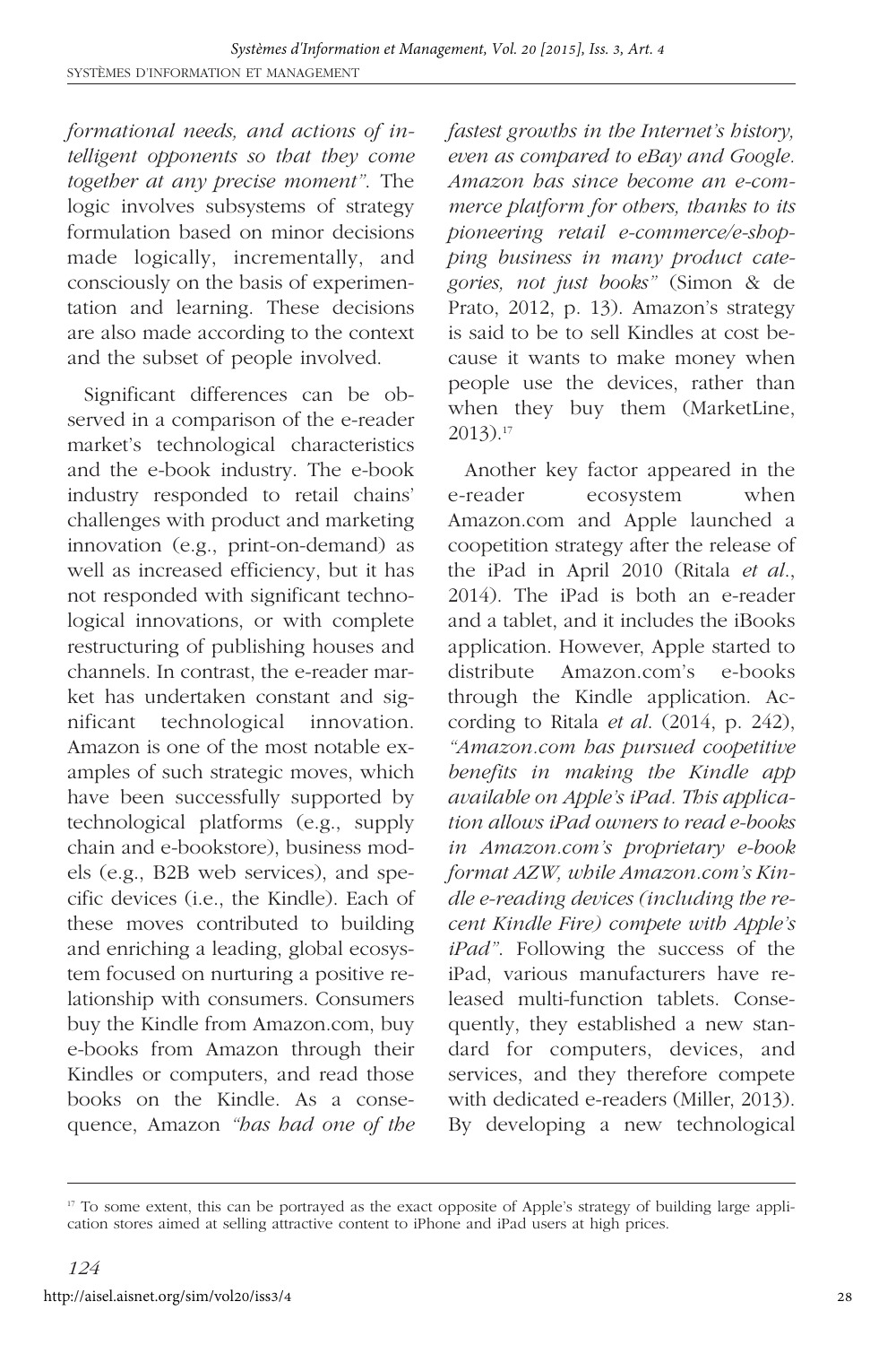*formational needs, and actions of intelligent opponents so that they come together at any precise moment".* The logic involves subsystems of strategy formulation based on minor decisions made logically, incrementally, and consciously on the basis of experimentation and learning. These decisions are also made according to the context and the subset of people involved.

Significant differences can be observed in a comparison of the e-reader market's technological characteristics and the e-book industry. The e-book industry responded to retail chains' challenges with product and marketing innovation (e.g., print-on-demand) as well as increased efficiency, but it has not responded with significant technological innovations, or with complete restructuring of publishing houses and channels. In contrast, the e-reader market has undertaken constant and significant technological innovation. Amazon is one of the most notable examples of such strategic moves, which have been successfully supported by technological platforms (e.g., supply chain and e-bookstore), business models (e.g., B2B web services), and specific devices (i.e., the Kindle). Each of these moves contributed to building and enriching a leading, global ecosystem focused on nurturing a positive relationship with consumers. Consumers buy the Kindle from Amazon.com, buy e-books from Amazon through their Kindles or computers, and read those books on the Kindle. As a consequence, Amazon *"has had one of the fastest growths in the Internet's history, even as compared to eBay and Google. Amazon has since become an e-commerce platform for others, thanks to its pioneering retail e-commerce/e-shopping business in many product categories, not just books"* (Simon & de Prato, 2012, p. 13). Amazon's strategy is said to be to sell Kindles at cost because it wants to make money when people use the devices, rather than when they buy them (MarketLine, 2013).[17]

Another key factor appeared in the e-reader ecosystem when Amazon.com and Apple launched a coopetition strategy after the release of the iPad in April 2010 (Ritala *et al*., 2014). The iPad is both an e-reader and a tablet, and it includes the iBooks application. However, Apple started to distribute Amazon.com's e-books through the Kindle application. According to Ritala *et al*. (2014, p. 242), *"Amazon.com has pursued coopetitive benefits in making the Kindle app available on Apple's iPad. This application allows iPad owners to read e-books in Amazon.com's proprietary e-book format AZW, while Amazon.com's Kindle e-reading devices (including the recent Kindle Fire) compete with Apple's iPad".* Following the success of the iPad, various manufacturers have released multi-function tablets. Consequently, they established a new standard for computers, devices, and services, and they therefore compete with dedicated e-readers (Miller, 2013). By developing a new technological

[17] To some extent, this can be portrayed as the exact opposite of Apple's strategy of building large application stores aimed at selling attractive content to iPhone and iPad users at high prices.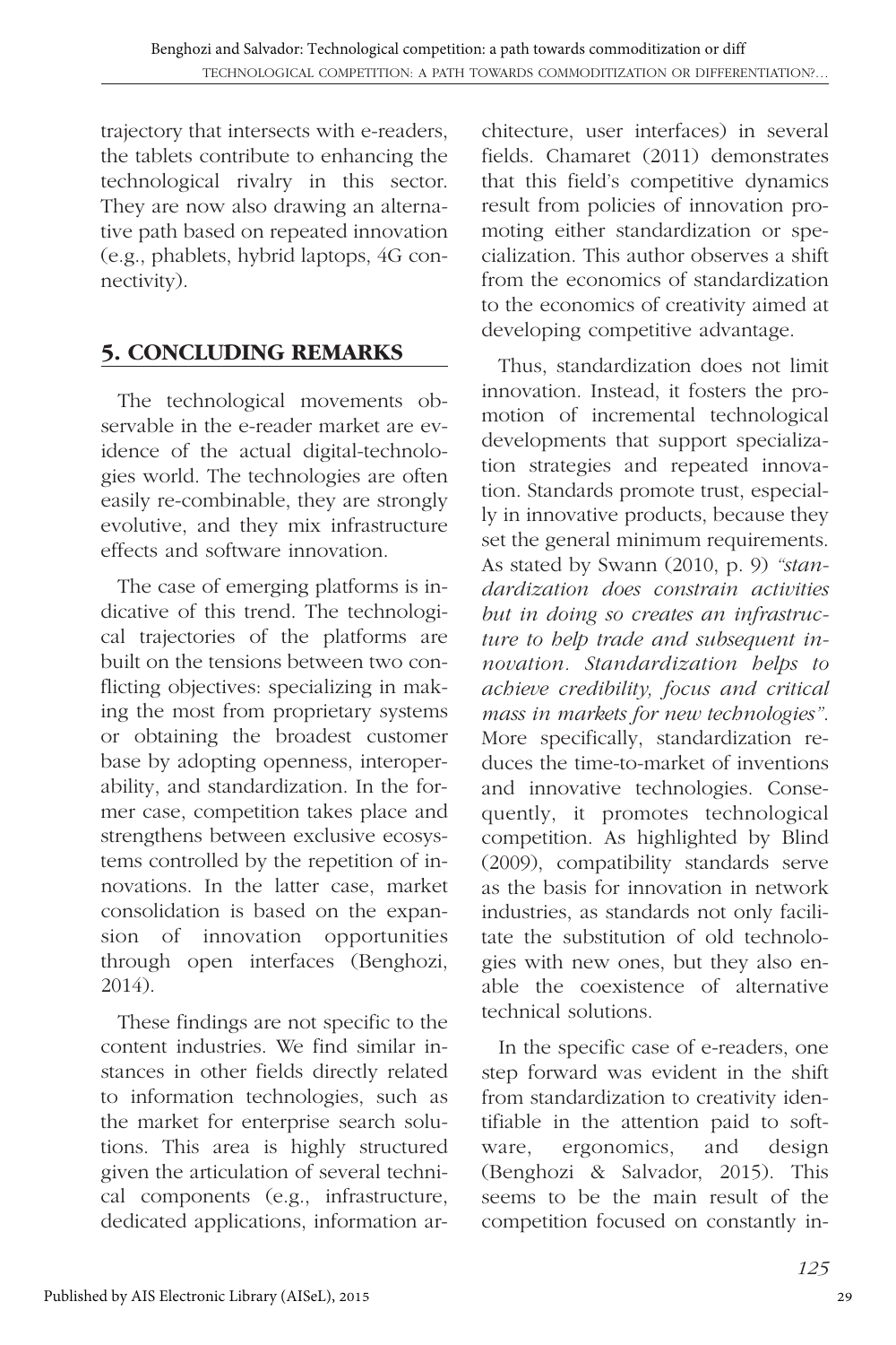trajectory that intersects with e-readers, the tablets contribute to enhancing the technological rivalry in this sector. They are now also drawing an alternative path based on repeated innovation (e.g., phablets, hybrid laptops, 4G connectivity).

## 5. CONCLUDING REMARKS

The technological movements observable in the e-reader market are evidence of the actual digital-technologies world. The technologies are often easily re-combinable, they are strongly evolutive, and they mix infrastructure effects and software innovation.

The case of emerging platforms is indicative of this trend. The technological trajectories of the platforms are built on the tensions between two conflicting objectives: specializing in making the most from proprietary systems or obtaining the broadest customer base by adopting openness, interoperability, and standardization. In the former case, competition takes place and strengthens between exclusive ecosystems controlled by the repetition of innovations. In the latter case, market consolidation is based on the expansion of innovation opportunities through open interfaces (Benghozi, 2014).

These findings are not specific to the content industries. We find similar instances in other fields directly related to information technologies, such as the market for enterprise search solutions. This area is highly structured given the articulation of several technical components (e.g., infrastructure, dedicated applications, information architecture, user interfaces) in several fields. Chamaret (2011) demonstrates that this field's competitive dynamics result from policies of innovation promoting either standardization or specialization. This author observes a shift from the economics of standardization to the economics of creativity aimed at developing competitive advantage.

Thus, standardization does not limit innovation. Instead, it fosters the promotion of incremental technological developments that support specialization strategies and repeated innovation. Standards promote trust, especially in innovative products, because they set the general minimum requirements. As stated by Swann (2010, p. 9) *"standardization does constrain activities but in doing so creates an infrastructure to help trade and subsequent innovation. Standardization helps to achieve credibility, focus and critical mass in markets for new technologies"*. More specifically, standardization reduces the time-to-market of inventions and innovative technologies. Consequently, it promotes technological competition. As highlighted by Blind (2009), compatibility standards serve as the basis for innovation in network industries, as standards not only facilitate the substitution of old technologies with new ones, but they also enable the coexistence of alternative technical solutions.

In the specific case of e-readers, one step forward was evident in the shift from standardization to creativity identifiable in the attention paid to software, ergonomics, and design (Benghozi & Salvador, 2015). This seems to be the main result of the competition focused on constantly in-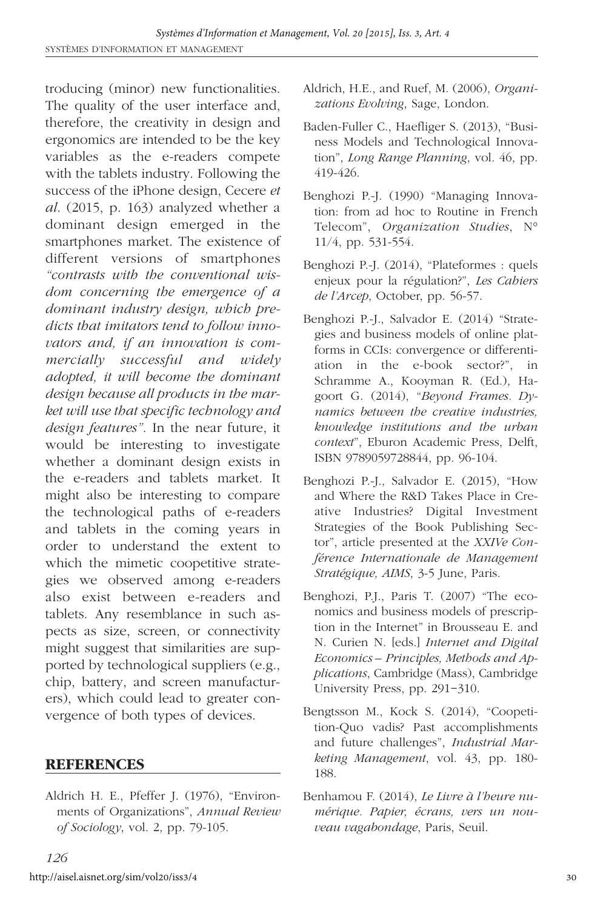troducing (minor) new functionalities. The quality of the user interface and, therefore, the creativity in design and ergonomics are intended to be the key variables as the e-readers compete with the tablets industry. Following the success of the iPhone design, Cecere *et al*. (2015, p. 163) analyzed whether a dominant design emerged in the smartphones market. The existence of different versions of smartphones *"contrasts with the conventional wisdom concerning the emergence of a dominant industry design, which predicts that imitators tend to follow innovators and, if an innovation is commercially successful and widely adopted, it will become the dominant design because all products in the market will use that specific technology and design features"*. In the near future, it would be interesting to investigate whether a dominant design exists in the e-readers and tablets market. It might also be interesting to compare the technological paths of e-readers and tablets in the coming years in order to understand the extent to which the mimetic coopetitive strategies we observed among e-readers also exist between e-readers and tablets. Any resemblance in such aspects as size, screen, or connectivity might suggest that similarities are supported by technological suppliers (e.g., chip, battery, and screen manufacturers), which could lead to greater convergence of both types of devices.

## REFERENCES

Aldrich H. E., Pfeffer J. (1976), "Environments of Organizations", *Annual Review of Sociology*, vol. 2, pp. 79-105.

Aldrich, H.E., and Ruef, M. (2006), *Organizations Evolving*, Sage, London.

Baden-Fuller C., Haefliger S. (2013), "Business Models and Technological Innovation", *Long Range Planning*, vol. 46, pp. 419-426.

Benghozi P.-J. (1990) "Managing Innovation: from ad hoc to Routine in French Telecom", *Organization Studies*, N° 11/4, pp. 531-554.

Benghozi P.-J. (2014), "Plateformes : quels enjeux pour la régulation?", *Les Cahiers de l'Arcep*, October, pp. 56-57.

Benghozi P.-J., Salvador E. (2014) "Strategies and business models of online platforms in CCIs: convergence or differentiation in the e-book sector?", in Schramme A., Kooyman R. (Ed.), Hagoort G. (2014), "*Beyond Frames. Dynamics between the creative industries, knowledge institutions and the urban context*", Eburon Academic Press, Delft, ISBN 9789059728844, pp. 96-104.

Benghozi P.-J., Salvador E. (2015), "How and Where the R&D Takes Place in Creative Industries? Digital Investment Strategies of the Book Publishing Sector", article presented at the *XXIVe Conférence Internationale de Management Stratégique, AIMS*, 3-5 June, Paris.

Benghozi, P.J., Paris T. (2007) "The economics and business models of prescription in the Internet" in Brousseau E. and N. Curien N. [eds.] *Internet and Digital Economics – Principles, Methods and Applications*, Cambridge (Mass), Cambridge University Press, pp. 291–310.

Bengtsson M., Kock S. (2014), "Coopetition-Quo vadis? Past accomplishments and future challenges", *Industrial Marketing Management*, vol. 43, pp. 180-188.

Benhamou F. (2014), *Le Livre à l'heure numérique. Papier, écrans, vers un nouveau vagabondage*, Paris, Seuil.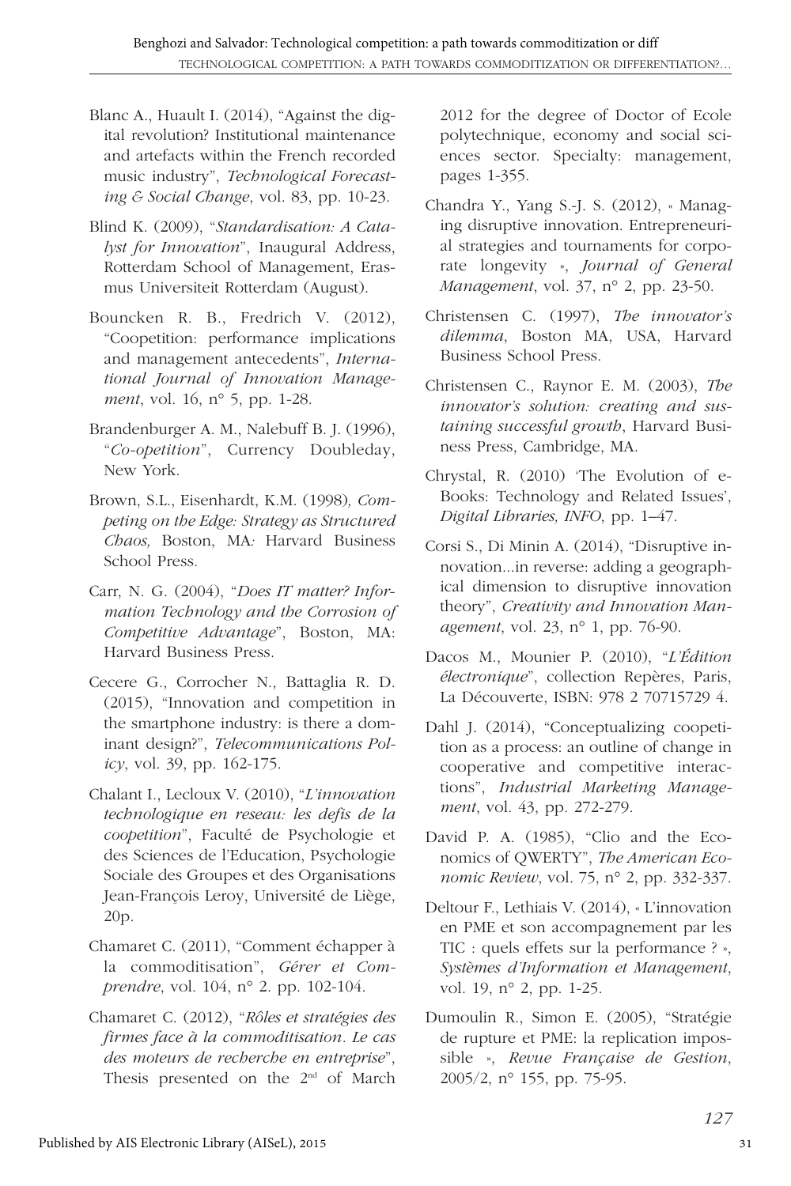Blanc A., Huault I. (2014), "Against the digital revolution? Institutional maintenance and artefacts within the French recorded music industry", *Technological Forecasting & Social Change*, vol. 83, pp. 10-23.

Blind K. (2009), "*Standardisation: A Catalyst for Innovation*", Inaugural Address, Rotterdam School of Management, Erasmus Universiteit Rotterdam (August).

Bouncken R. B., Fredrich V. (2012), "Coopetition: performance implications and management antecedents", *International Journal of Innovation Management*, vol. 16, n° 5, pp. 1-28.

Brandenburger A. M., Nalebuff B. J. (1996), "*Co-opetition*", Currency Doubleday, New York.

Brown, S.L., Eisenhardt, K.M. (1998), *Competing on the Edge: Strategy as Structured Chaos,* Boston, MA: Harvard Business School Press.

Carr, N. G. (2004), "*Does IT matter? Information Technology and the Corrosion of Competitive Advantage*", Boston, MA: Harvard Business Press.

Cecere G., Corrocher N., Battaglia R. D. (2015), "Innovation and competition in the smartphone industry: is there a dominant design?", *Telecommunications Policy*, vol. 39, pp. 162-175.

Chalant I., Lecloux V. (2010), "*L'innovation technologique en reseau: les defis de la coopetition*", Faculté de Psychologie et des Sciences de l'Education, Psychologie Sociale des Groupes et des Organisations Jean-François Leroy, Université de Liège, 20p.

Chamaret C. (2011), "Comment échapper à la commoditisation", *Gérer et Comprendre*, vol. 104, n° 2. pp. 102-104.

Chamaret C. (2012), "*Rôles et stratégies des firmes face à la commoditisation. Le cas des moteurs de recherche en entreprise*", Thesis presented on the 2nd of March 2012 for the degree of Doctor of Ecole polytechnique, economy and social sciences sector. Specialty: management, pages 1-355.

Chandra Y., Yang S.-J. S. (2012), « Managing disruptive innovation. Entrepreneurial strategies and tournaments for corporate longevity », *Journal of General Management*, vol. 37, n° 2, pp. 23-50.

Christensen C. (1997), *The innovator's dilemma*, Boston MA, USA, Harvard Business School Press.

Christensen C., Raynor E. M. (2003), *The innovator's solution: creating and sustaining successful growth*, Harvard Business Press, Cambridge, MA.

Chrystal, R. (2010) 'The Evolution of e-Books: Technology and Related Issues', *Digital Libraries, INFO*, pp. 1–47.

Corsi S., Di Minin A. (2014), "Disruptive innovation...in reverse: adding a geographical dimension to disruptive innovation theory", *Creativity and Innovation Management*, vol. 23, n° 1, pp. 76-90.

Dacos M., Mounier P. (2010), "*L'Édition électronique*", collection Repères, Paris, La Découverte, ISBN: 978 2 70715729 4.

Dahl J. (2014), "Conceptualizing coopetition as a process: an outline of change in cooperative and competitive interactions", *Industrial Marketing Management*, vol. 43, pp. 272-279.

David P. A. (1985), "Clio and the Economics of QWERTY", *The American Economic Review*, vol. 75, n° 2, pp. 332-337.

Deltour F., Lethiais V. (2014), « L'innovation en PME et son accompagnement par les TIC : quels effets sur la performance ? », *Systèmes d'Information et Management*, vol. 19, n° 2, pp. 1-25.

Dumoulin R., Simon E. (2005), "Stratégie de rupture et PME: la replication impossible », *Revue Française de Gestion*, 2005/2, n° 155, pp. 75-95.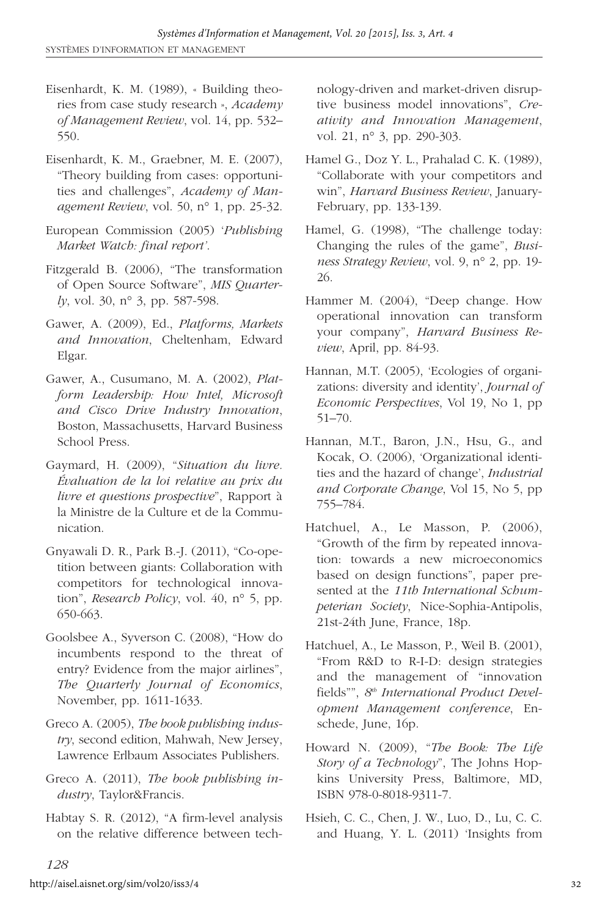Eisenhardt, K. M. (1989), « Building theories from case study research », *Academy of Management Review*, vol. 14, pp. 532–550.

Eisenhardt, K. M., Graebner, M. E. (2007), "Theory building from cases: opportunities and challenges", *Academy of Management Review*, vol. 50, n° 1, pp. 25-32.

European Commission (2005) *'Publishing Market Watch: final report'*.

Fitzgerald B. (2006), "The transformation of Open Source Software", *MIS Quarterly*, vol. 30, n° 3, pp. 587-598.

Gawer, A. (2009), Ed., *Platforms, Markets and Innovation*, Cheltenham, Edward Elgar.

Gawer, A., Cusumano, M. A. (2002), *Platform Leadership: How Intel, Microsoft and Cisco Drive Industry Innovation*, Boston, Massachusetts, Harvard Business School Press.

Gaymard, H. (2009), "*Situation du livre. Évaluation de la loi relative au prix du livre et questions prospective*", Rapport à la Ministre de la Culture et de la Communication.

Gnyawali D. R., Park B.-J. (2011), "Co-opetition between giants: Collaboration with competitors for technological innovation", *Research Policy*, vol. 40, n° 5, pp. 650-663.

Goolsbee A., Syverson C. (2008), "How do incumbents respond to the threat of entry? Evidence from the major airlines", *The Quarterly Journal of Economics*, November, pp. 1611-1633.

Greco A. (2005), *The book publishing industry*, second edition, Mahwah, New Jersey, Lawrence Erlbaum Associates Publishers.

Greco A. (2011), *The book publishing industry*, Taylor&Francis.

Habtay S. R. (2012), "A firm-level analysis on the relative difference between technology-driven and market-driven disruptive business model innovations", *Creativity and Innovation Management*, vol. 21, n° 3, pp. 290-303.

Hamel G., Doz Y. L., Prahalad C. K. (1989), "Collaborate with your competitors and win", *Harvard Business Review*, January-February, pp. 133-139.

Hamel, G. (1998), "The challenge today: Changing the rules of the game", *Business Strategy Review*, vol. 9, n° 2, pp. 19-26.

Hammer M. (2004), "Deep change. How operational innovation can transform your company", *Harvard Business Review*, April, pp. 84-93.

Hannan, M.T. (2005), 'Ecologies of organizations: diversity and identity', *Journal of Economic Perspectives*, Vol 19, No 1, pp 51–70.

Hannan, M.T., Baron, J.N., Hsu, G., and Kocak, O. (2006), 'Organizational identities and the hazard of change', *Industrial and Corporate Change*, Vol 15, No 5, pp 755–784.

Hatchuel, A., Le Masson, P. (2006), "Growth of the firm by repeated innovation: towards a new microeconomics based on design functions", paper presented at the *11th International Schumpeterian Society*, Nice-Sophia-Antipolis, 21st-24th June, France, 18p.

Hatchuel, A., Le Masson, P., Weil B. (2001), "From R&D to R-I-D: design strategies and the management of "innovation fields"", *8th International Product Development Management conference*, Enschede, June, 16p.

Howard N. (2009), "*The Book: The Life Story of a Technology*", The Johns Hopkins University Press, Baltimore, MD, ISBN 978-0-8018-9311-7.

Hsieh, C. C., Chen, J. W., Luo, D., Lu, C. C. and Huang, Y. L. (2011) 'Insights from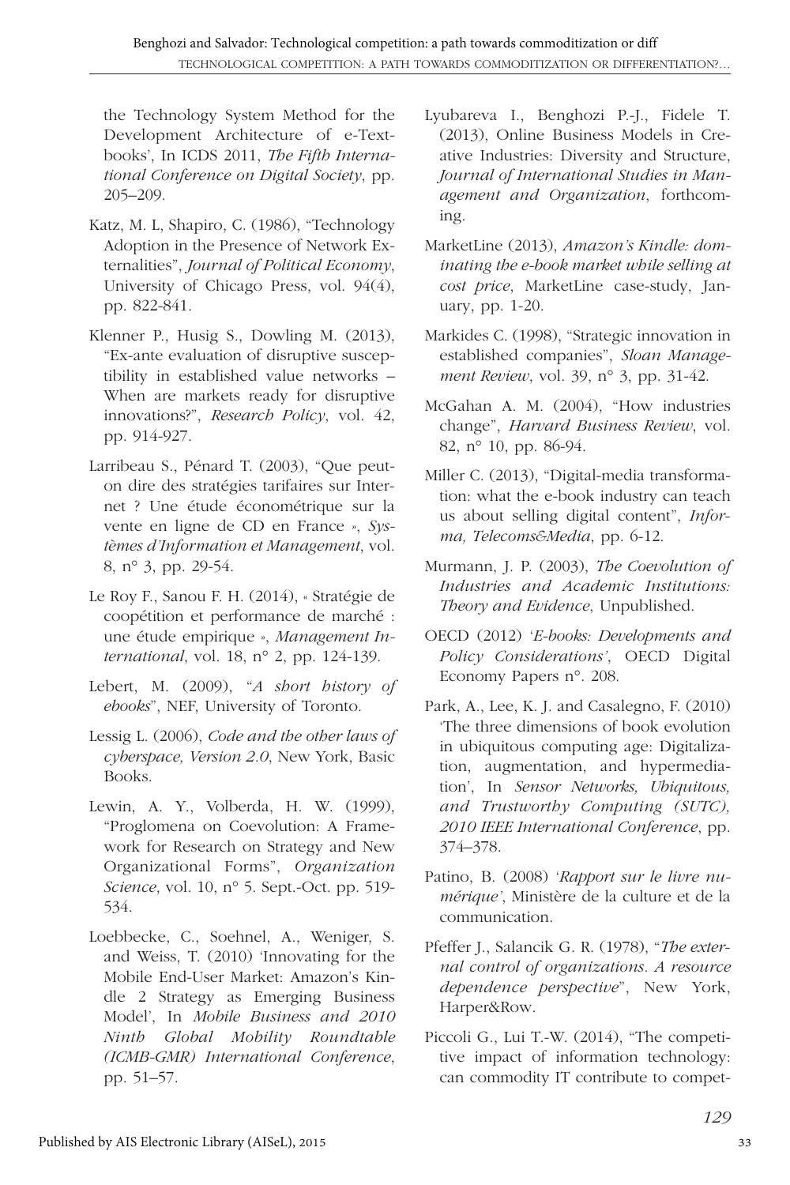the Technology System Method for the Development Architecture of e-Textbooks', In ICDS 2011, *The Fifth International Conference on Digital Society*, pp. 205–209.

Katz, M. L, Shapiro, C. (1986), "Technology Adoption in the Presence of Network Externalities", *Journal of Political Economy*, University of Chicago Press, vol. 94(4), pp. 822-841.

Klenner P., Husig S., Dowling M. (2013), "Ex-ante evaluation of disruptive susceptibility in established value networks – When are markets ready for disruptive innovations?", *Research Policy*, vol. 42, pp. 914-927.

Larribeau S., Pénard T. (2003), "Que peut-on dire des stratégies tarifaires sur Internet ? Une étude économétrique sur la vente en ligne de CD en France », *Systèmes d'Information et Management*, vol. 8, n° 3, pp. 29-54.

Le Roy F., Sanou F. H. (2014), « Stratégie de coopétition et performance de marché : une étude empirique », *Management International*, vol. 18, n° 2, pp. 124-139.

Lebert, M. (2009), "*A short history of ebooks*", NEF, University of Toronto.

Lessig L. (2006), *Code and the other laws of cyberspace, Version 2.0*, New York, Basic Books.

Lewin, A. Y., Volberda, H. W. (1999), "Proglomena on Coevolution: A Framework for Research on Strategy and New Organizational Forms", *Organization Science*, vol. 10, n° 5. Sept.-Oct. pp. 519-534.

Loebbecke, C., Soehnel, A., Weniger, S. and Weiss, T. (2010) 'Innovating for the Mobile End-User Market: Amazon's Kindle 2 Strategy as Emerging Business Model', In *Mobile Business and 2010 Ninth Global Mobility Roundtable (ICMB-GMR) International Conference*, pp. 51–57.

Lyubareva I., Benghozi P.-J., Fidele T. (2013), Online Business Models in Creative Industries: Diversity and Structure, *Journal of International Studies in Management and Organization*, forthcoming.

MarketLine (2013), *Amazon's Kindle: dominating the e-book market while selling at cost price*, MarketLine case-study, January, pp. 1-20.

Markides C. (1998), "Strategic innovation in established companies", *Sloan Management Review*, vol. 39, n° 3, pp. 31-42.

McGahan A. M. (2004), "How industries change", *Harvard Business Review*, vol. 82, n° 10, pp. 86-94.

Miller C. (2013), "Digital-media transformation: what the e-book industry can teach us about selling digital content", *Informa, Telecoms&Media*, pp. 6-12.

Murmann, J. P. (2003), *The Coevolution of Industries and Academic Institutions: Theory and Evidence*, Unpublished.

OECD (2012) '*E-books: Developments and Policy Considerations'*, OECD Digital Economy Papers n°. 208.

Park, A., Lee, K. J. and Casalegno, F. (2010) 'The three dimensions of book evolution in ubiquitous computing age: Digitalization, augmentation, and hypermediation', In *Sensor Networks, Ubiquitous, and Trustworthy Computing (SUTC), 2010 IEEE International Conference*, pp. 374–378.

Patino, B. (2008) '*Rapport sur le livre numérique'*, Ministère de la culture et de la communication.

Pfeffer J., Salancik G. R. (1978), "*The external control of organizations. A resource dependence perspective*", New York, Harper&Row.

Piccoli G., Lui T.-W. (2014), "The competitive impact of information technology: can commodity IT contribute to compet-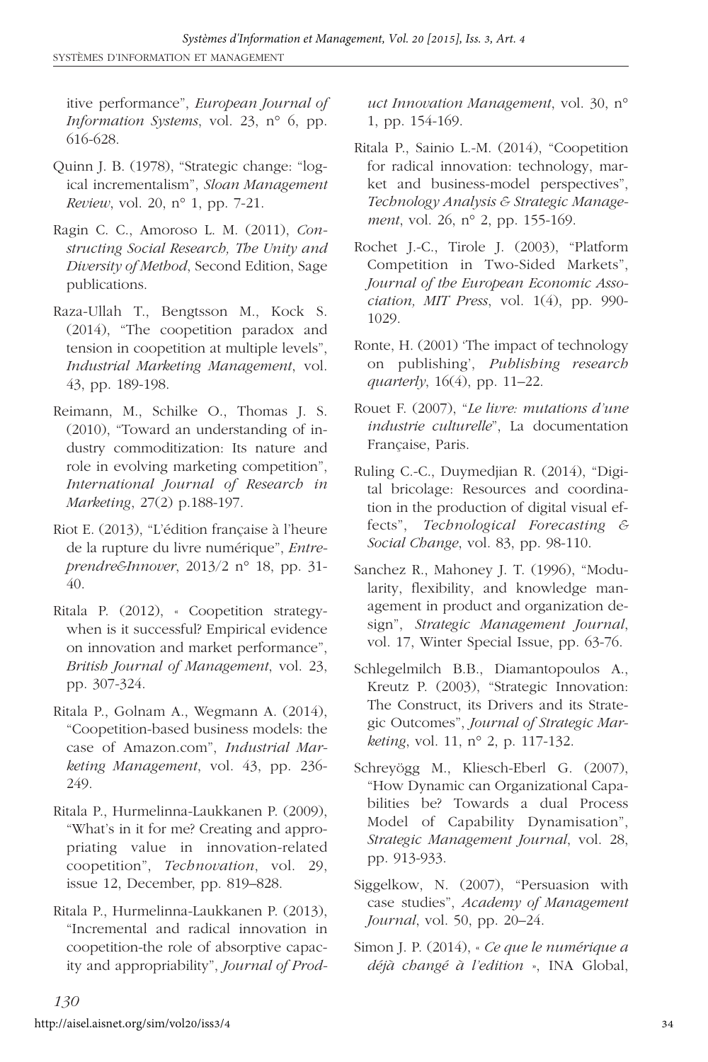itive performance", *European Journal of Information Systems*, vol. 23, n° 6, pp. 616-628.

Quinn J. B. (1978), "Strategic change: "logical incrementalism", *Sloan Management Review*, vol. 20, n° 1, pp. 7-21.

Ragin C. C., Amoroso L. M. (2011), *Constructing Social Research, The Unity and Diversity of Method*, Second Edition, Sage publications.

Raza-Ullah T., Bengtsson M., Kock S. (2014), "The coopetition paradox and tension in coopetition at multiple levels", *Industrial Marketing Management*, vol. 43, pp. 189-198.

Reimann, M., Schilke O., Thomas J. S. (2010), "Toward an understanding of industry commoditization: Its nature and role in evolving marketing competition", *International Journal of Research in Marketing*, 27(2) p.188-197.

Riot E. (2013), "L'édition française à l'heure de la rupture du livre numérique", *Entreprendre&Innover*, 2013/2 n° 18, pp. 31-40.

Ritala P. (2012), « Coopetition strategy-when is it successful? Empirical evidence on innovation and market performance", *British Journal of Management*, vol. 23, pp. 307-324.

Ritala P., Golnam A., Wegmann A. (2014), "Coopetition-based business models: the case of Amazon.com", *Industrial Marketing Management*, vol. 43, pp. 236-249.

Ritala P., Hurmelinna-Laukkanen P. (2009), "What's in it for me? Creating and appropriating value in innovation-related coopetition", *Technovation*, vol. 29, issue 12, December, pp. 819–828.

Ritala P., Hurmelinna-Laukkanen P. (2013), "Incremental and radical innovation in coopetition-the role of absorptive capacity and appropriability", *Journal of Product Innovation Management*, vol. 30, n° 1, pp. 154-169.

Ritala P., Sainio L.-M. (2014), "Coopetition for radical innovation: technology, market and business-model perspectives", *Technology Analysis & Strategic Management*, vol. 26, n° 2, pp. 155-169.

Rochet J.-C., Tirole J. (2003), "Platform Competition in Two-Sided Markets", *Journal of the European Economic Association, MIT Press*, vol. 1(4), pp. 990-1029.

Ronte, H. (2001) 'The impact of technology on publishing', *Publishing research quarterly*, 16(4), pp. 11–22.

Rouet F. (2007), "*Le livre: mutations d'une industrie culturelle*", La documentation Française, Paris.

Ruling C.-C., Duymedjian R. (2014), "Digital bricolage: Resources and coordination in the production of digital visual effects", *Technological Forecasting & Social Change*, vol. 83, pp. 98-110.

Sanchez R., Mahoney J. T. (1996), "Modularity, flexibility, and knowledge management in product and organization design", *Strategic Management Journal*, vol. 17, Winter Special Issue, pp. 63-76.

Schlegelmilch B.B., Diamantopoulos A., Kreutz P. (2003), "Strategic Innovation: The Construct, its Drivers and its Strategic Outcomes", *Journal of Strategic Marketing*, vol. 11, n° 2, p. 117-132.

Schreyögg M., Kliesch-Eberl G. (2007), "How Dynamic can Organizational Capabilities be? Towards a dual Process Model of Capability Dynamisation", *Strategic Management Journal*, vol. 28, pp. 913-933.

Siggelkow, N. (2007), "Persuasion with case studies", *Academy of Management Journal*, vol. 50, pp. 20–24.

Simon J. P. (2014), « *Ce que le numérique a déjà changé à l'edition* », INA Global,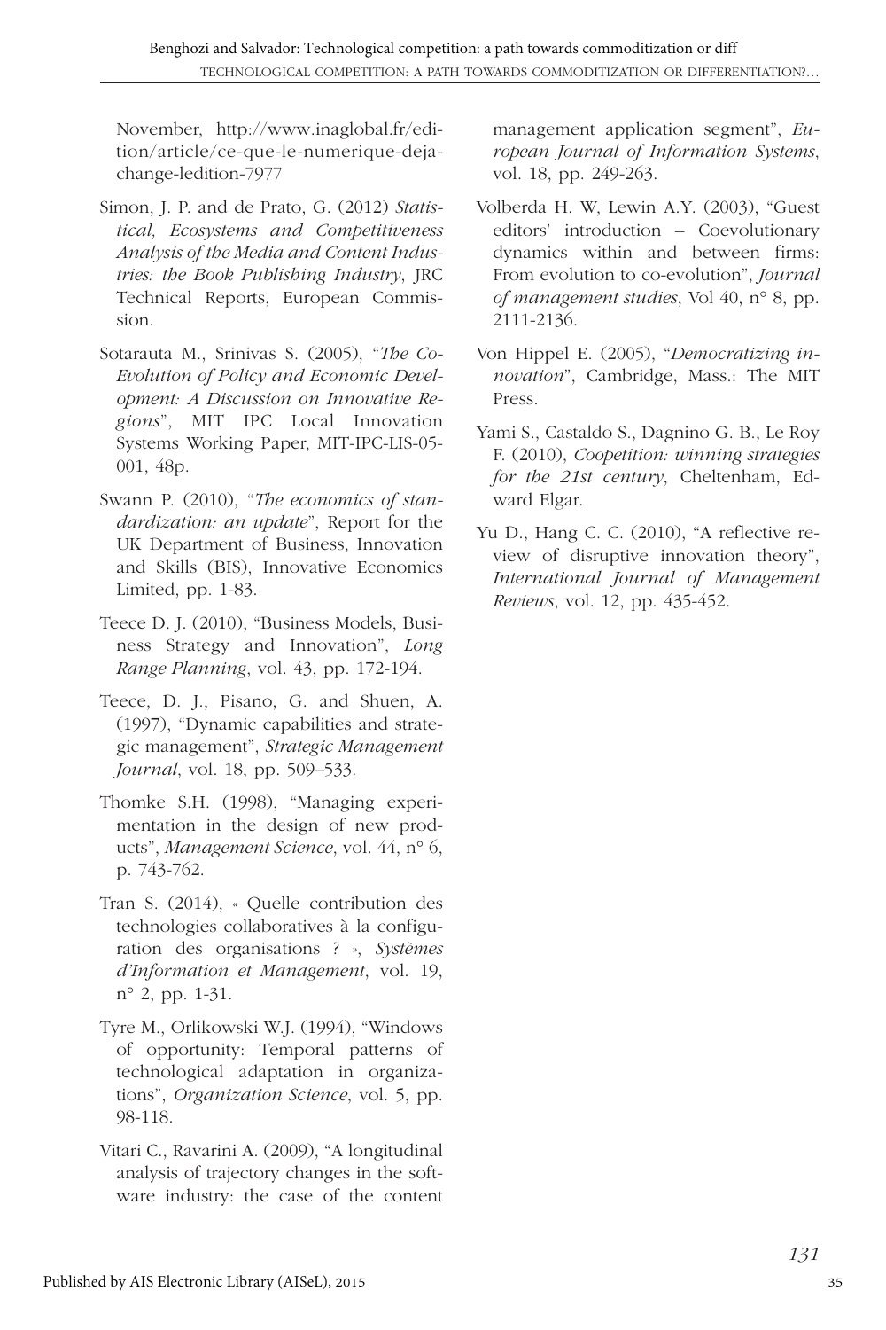November, http://www.inaglobal.fr/edition/article/ce-que-le-numerique-deja-change-ledition-7977

Simon, J. P. and de Prato, G. (2012) *Statistical, Ecosystems and Competitiveness Analysis of the Media and Content Industries: the Book Publishing Industry*, JRC Technical Reports, European Commission.

Sotarauta M., Srinivas S. (2005), "*The Co-Evolution of Policy and Economic Development: A Discussion on Innovative Regions*", MIT IPC Local Innovation Systems Working Paper, MIT-IPC-LIS-05-001, 48p.

Swann P. (2010), "*The economics of standardization: an update*", Report for the UK Department of Business, Innovation and Skills (BIS), Innovative Economics Limited, pp. 1-83.

Teece D. J. (2010), "Business Models, Business Strategy and Innovation", *Long Range Planning*, vol. 43, pp. 172-194.

Teece, D. J., Pisano, G. and Shuen, A. (1997), "Dynamic capabilities and strategic management", *Strategic Management Journal*, vol. 18, pp. 509–533.

Thomke S.H. (1998), "Managing experimentation in the design of new products", *Management Science*, vol. 44, n° 6, p. 743-762.

Tran S. (2014), « Quelle contribution des technologies collaboratives à la configuration des organisations ? », *Systèmes d'Information et Management*, vol. 19, n° 2, pp. 1-31.

Tyre M., Orlikowski W.J. (1994), "Windows of opportunity: Temporal patterns of technological adaptation in organizations", *Organization Science*, vol. 5, pp. 98-118.

Vitari C., Ravarini A. (2009), "A longitudinal analysis of trajectory changes in the software industry: the case of the content management application segment", *European Journal of Information Systems*, vol. 18, pp. 249-263.

Volberda H. W, Lewin A.Y. (2003), "Guest editors' introduction – Coevolutionary dynamics within and between firms: From evolution to co-evolution", *Journal of management studies*, Vol 40, n° 8, pp. 2111-2136.

Von Hippel E. (2005), "*Democratizing innovation*", Cambridge, Mass.: The MIT Press.

Yami S., Castaldo S., Dagnino G. B., Le Roy F. (2010), *Coopetition: winning strategies for the 21st century*, Cheltenham, Edward Elgar.

Yu D., Hang C. C. (2010), "A reflective review of disruptive innovation theory", *International Journal of Management Reviews*, vol. 12, pp. 435-452.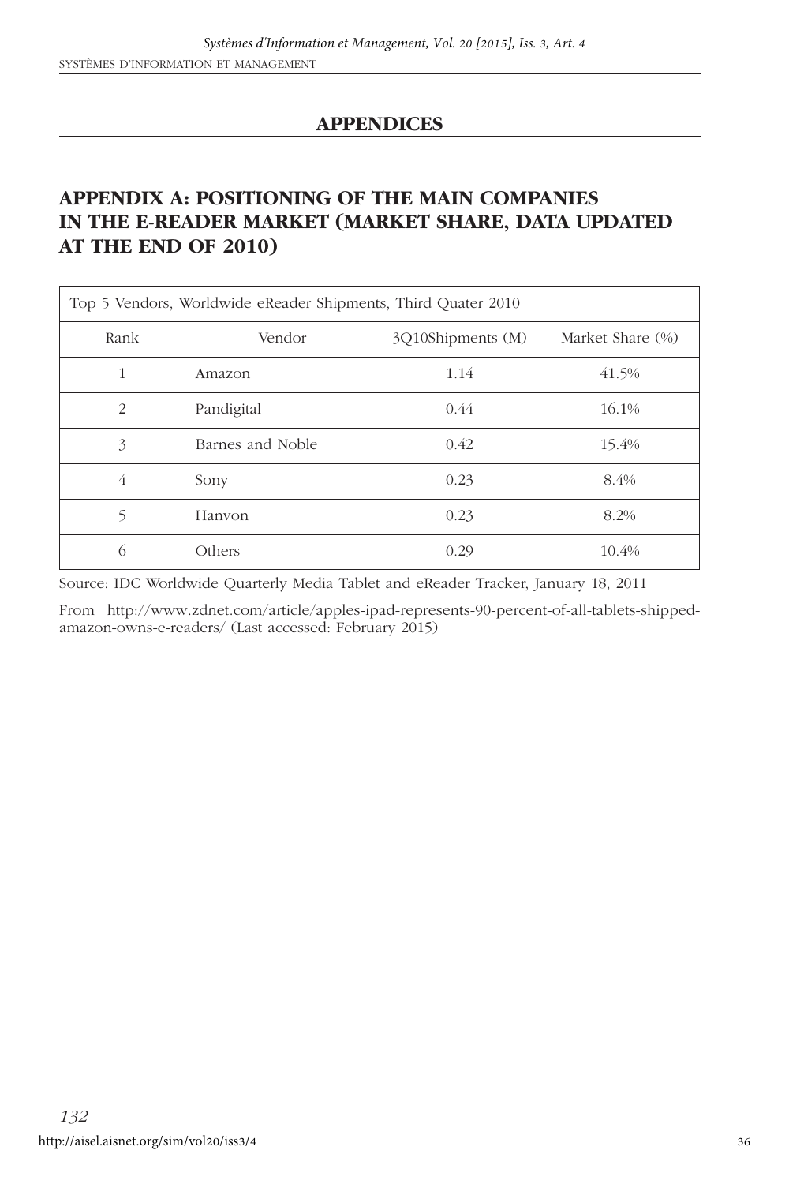# APPENDICES

## APPENDIX A: POSITIONING OF THE MAIN COMPANIES IN THE E-READER MARKET (MARKET SHARE, DATA UPDATED AT THE END OF 2010)

| Top 5 Vendors, Worldwide eReader Shipments, Third Quater 2010 | | | |
|---|---|---|---|
| Rank | Vendor | 3Q10Shipments (M) | Market Share (%) |
| 1 | Amazon | 1.14 | 41.5% |
| 2 | Pandigital | 0.44 | 16.1% |
| 3 | Barnes and Noble | 0.42 | 15.4% |
| 4 | Sony | 0.23 | 8.4% |
| 5 | Hanvon | 0.23 | 8.2% |
| 6 | Others | 0.29 | 10.4% |

Source: IDC Worldwide Quarterly Media Tablet and eReader Tracker, January 18, 2011

From http://www.zdnet.com/article/apples-ipad-represents-90-percent-of-all-tablets-shipped-amazon-owns-e-readers/ (Last accessed: February 2015)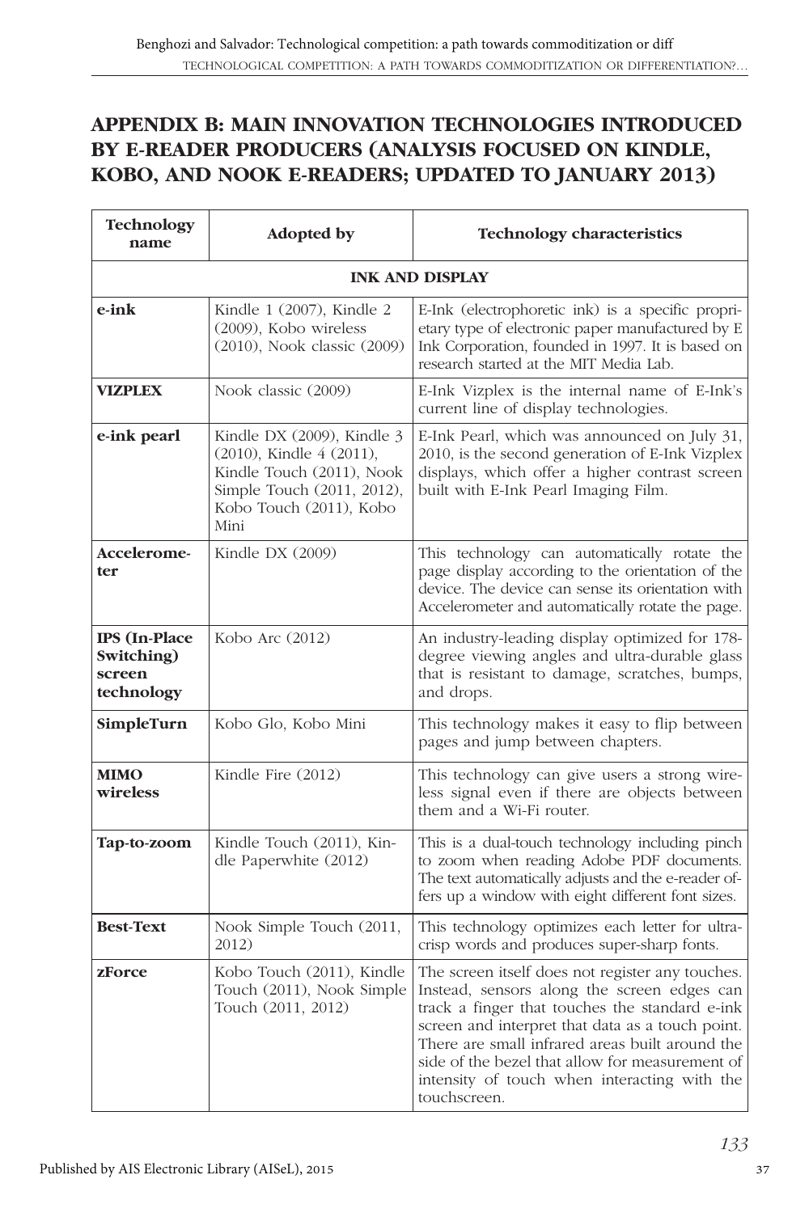## APPENDIX B: MAIN INNOVATION TECHNOLOGIES INTRODUCED BY E-READER PRODUCERS (ANALYSIS FOCUSED ON KINDLE, KOBO, AND NOOK E-READERS; UPDATED TO JANUARY 2013)

| Technology name | Adopted by | Technology characteristics |
|---|---|---|
| **INK AND DISPLAY** | | |
| **e-ink** | Kindle 1 (2007), Kindle 2 (2009), Kobo wireless (2010), Nook classic (2009) | E-Ink (electrophoretic ink) is a specific proprietary type of electronic paper manufactured by E Ink Corporation, founded in 1997. It is based on research started at the MIT Media Lab. |
| **VIZPLEX** | Nook classic (2009) | E-Ink Vizplex is the internal name of E-Ink's current line of display technologies. |
| **e-ink pearl** | Kindle DX (2009), Kindle 3 (2010), Kindle 4 (2011), Kindle Touch (2011), Nook Simple Touch (2011, 2012), Kobo Touch (2011), Kobo Mini | E-Ink Pearl, which was announced on July 31, 2010, is the second generation of E-Ink Vizplex displays, which offer a higher contrast screen built with E-Ink Pearl Imaging Film. |
| **Accelerometer** | Kindle DX (2009) | This technology can automatically rotate the page display according to the orientation of the device. The device can sense its orientation with Accelerometer and automatically rotate the page. |
| **IPS (In-Place Switching) screen technology** | Kobo Arc (2012) | An industry-leading display optimized for 178-degree viewing angles and ultra-durable glass that is resistant to damage, scratches, bumps, and drops. |
| **SimpleTurn** | Kobo Glo, Kobo Mini | This technology makes it easy to flip between pages and jump between chapters. |
| **MIMO wireless** | Kindle Fire (2012) | This technology can give users a strong wireless signal even if there are objects between them and a Wi-Fi router. |
| **Tap-to-zoom** | Kindle Touch (2011), Kindle Paperwhite (2012) | This is a dual-touch technology including pinch to zoom when reading Adobe PDF documents. The text automatically adjusts and the e-reader offers up a window with eight different font sizes. |
| **Best-Text** | Nook Simple Touch (2011, 2012) | This technology optimizes each letter for ultra-crisp words and produces super-sharp fonts. |
| **zForce** | Kobo Touch (2011), Kindle Touch (2011), Nook Simple Touch (2011, 2012) | The screen itself does not register any touches. Instead, sensors along the screen edges can track a finger that touches the standard e-ink screen and interpret that data as a touch point. There are small infrared areas built around the side of the bezel that allow for measurement of intensity of touch when interacting with the touchscreen. |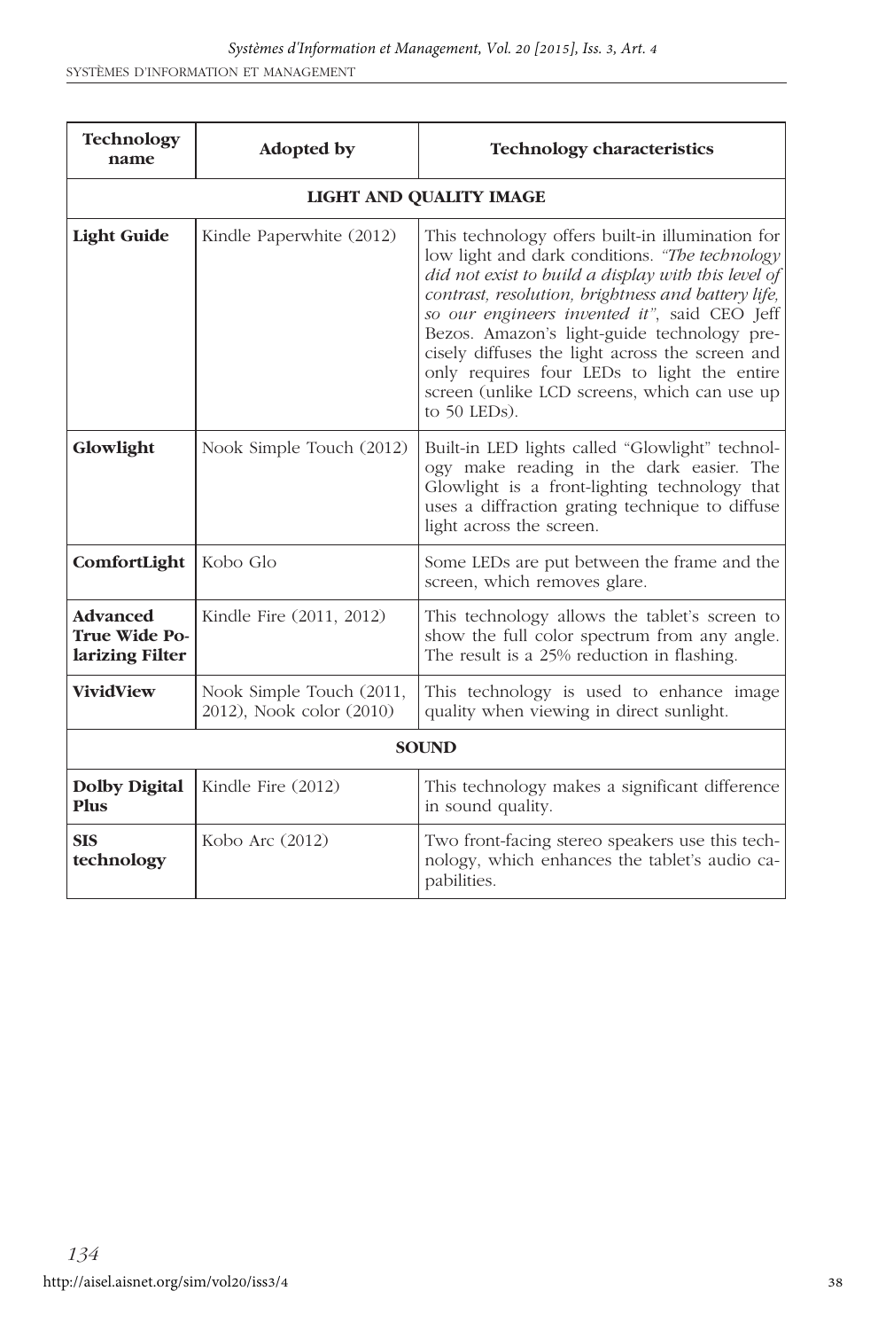| Technology name | Adopted by | Technology characteristics |
|---|---|---|
| **LIGHT AND QUALITY IMAGE** | | |
| **Light Guide** | Kindle Paperwhite (2012) | This technology offers built-in illumination for low light and dark conditions. *"The technology did not exist to build a display with this level of contrast, resolution, brightness and battery life, so our engineers invented it"*, said CEO Jeff Bezos. Amazon's light-guide technology precisely diffuses the light across the screen and only requires four LEDs to light the entire screen (unlike LCD screens, which can use up to 50 LEDs). |
| **Glowlight** | Nook Simple Touch (2012) | Built-in LED lights called "Glowlight" technology make reading in the dark easier. The Glowlight is a front-lighting technology that uses a diffraction grating technique to diffuse light across the screen. |
| **ComfortLight** | Kobo Glo | Some LEDs are put between the frame and the screen, which removes glare. |
| **Advanced True Wide Polarizing Filter** | Kindle Fire (2011, 2012) | This technology allows the tablet's screen to show the full color spectrum from any angle. The result is a 25% reduction in flashing. |
| **VividView** | Nook Simple Touch (2011, 2012), Nook color (2010) | This technology is used to enhance image quality when viewing in direct sunlight. |
| **SOUND** | | |
| **Dolby Digital Plus** | Kindle Fire (2012) | This technology makes a significant difference in sound quality. |
| **SIS technology** | Kobo Arc (2012) | Two front-facing stereo speakers use this technology, which enhances the tablet's audio capabilities. |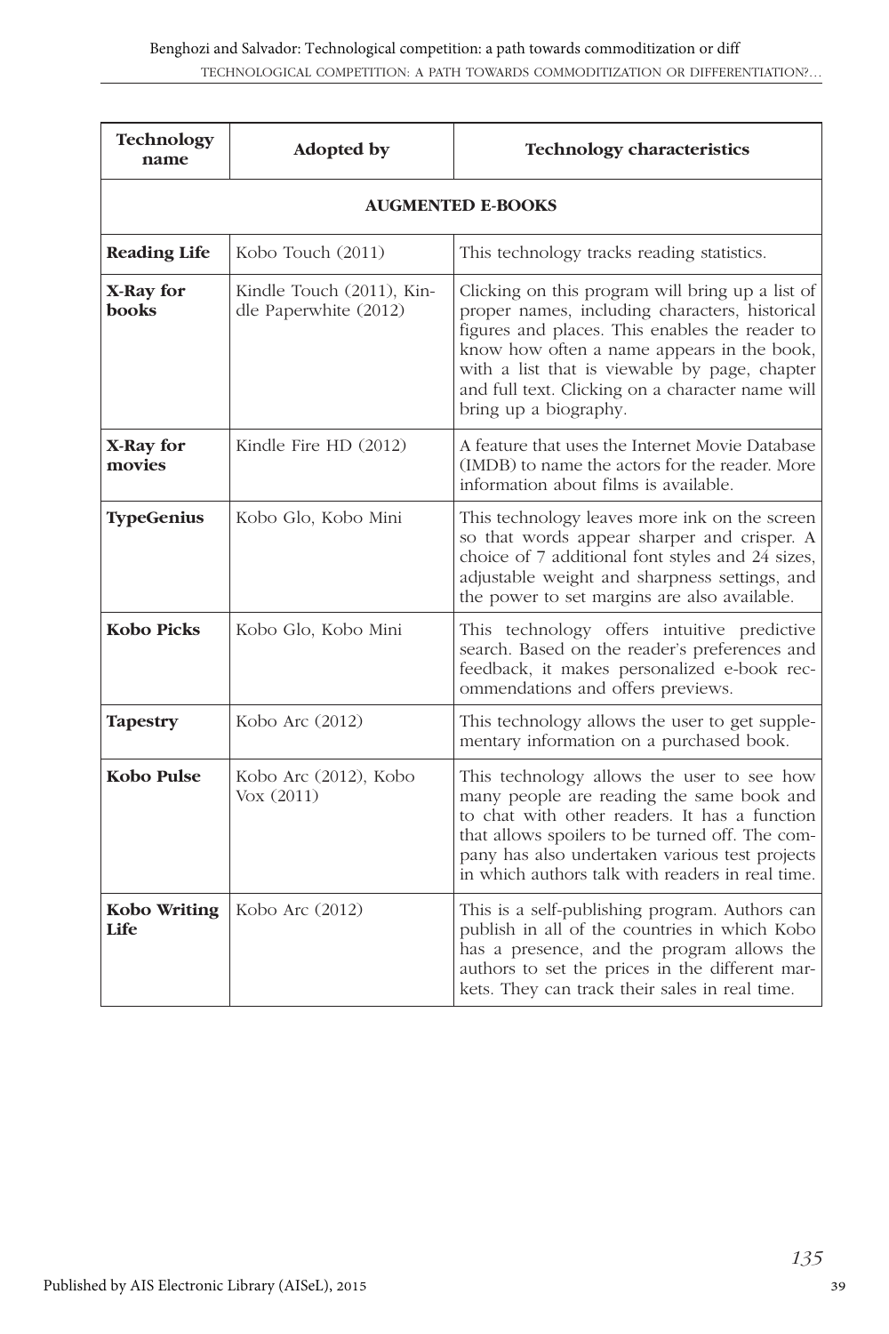| Technology name | Adopted by | Technology characteristics |
|---|---|---|
| **AUGMENTED E-BOOKS** | | |
| **Reading Life** | Kobo Touch (2011) | This technology tracks reading statistics. |
| **X-Ray for books** | Kindle Touch (2011), Kindle Paperwhite (2012) | Clicking on this program will bring up a list of proper names, including characters, historical figures and places. This enables the reader to know how often a name appears in the book, with a list that is viewable by page, chapter and full text. Clicking on a character name will bring up a biography. |
| **X-Ray for movies** | Kindle Fire HD (2012) | A feature that uses the Internet Movie Database (IMDB) to name the actors for the reader. More information about films is available. |
| **TypeGenius** | Kobo Glo, Kobo Mini | This technology leaves more ink on the screen so that words appear sharper and crisper. A choice of 7 additional font styles and 24 sizes, adjustable weight and sharpness settings, and the power to set margins are also available. |
| **Kobo Picks** | Kobo Glo, Kobo Mini | This technology offers intuitive predictive search. Based on the reader's preferences and feedback, it makes personalized e-book recommendations and offers previews. |
| **Tapestry** | Kobo Arc (2012) | This technology allows the user to get supplementary information on a purchased book. |
| **Kobo Pulse** | Kobo Arc (2012), Kobo Vox (2011) | This technology allows the user to see how many people are reading the same book and to chat with other readers. It has a function that allows spoilers to be turned off. The company has also undertaken various test projects in which authors talk with readers in real time. |
| **Kobo Writing Life** | Kobo Arc (2012) | This is a self-publishing program. Authors can publish in all of the countries in which Kobo has a presence, and the program allows the authors to set the prices in the different markets. They can track their sales in real time. |